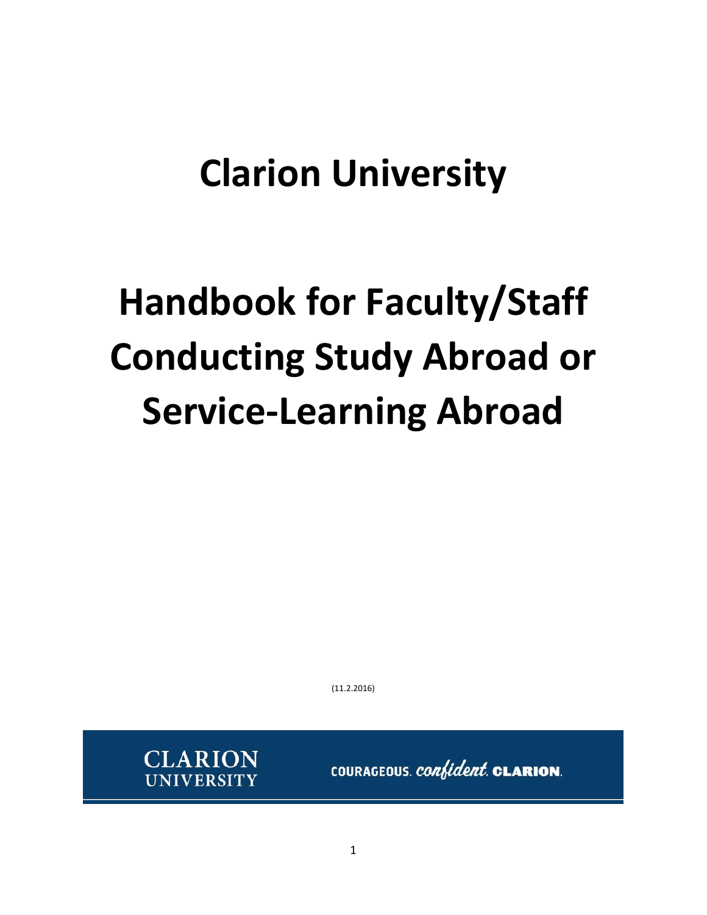# Clarion University

# Handbook for Faculty/Staff Conducting Study Abroad or Service-Learning Abroad

(11.2.2016)

CLARION UNIVERSITY

COURAGEOUS. *confident.* **CLARION.**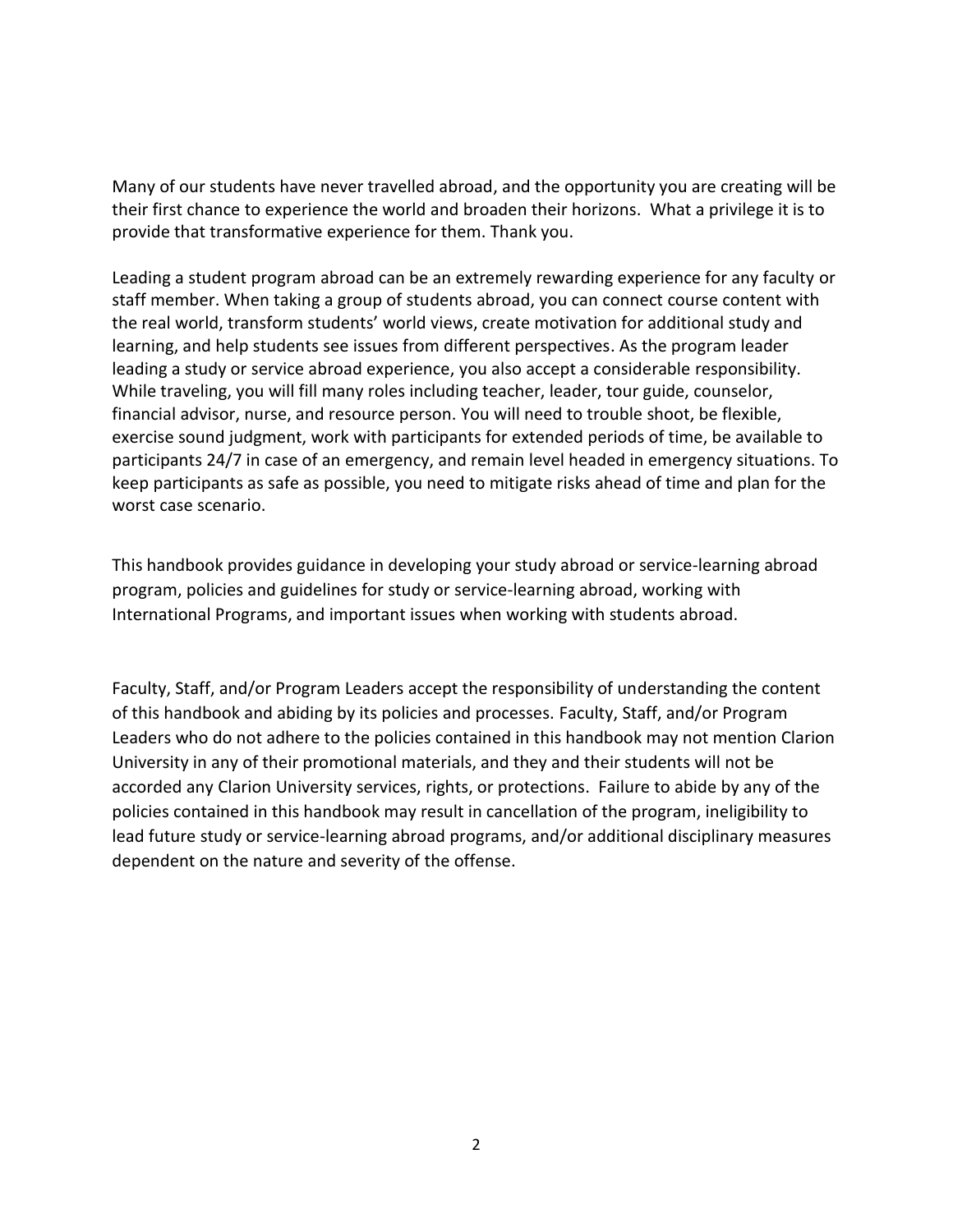Many of our students have never travelled abroad, and the opportunity you are creating will be their first chance to experience the world and broaden their horizons. What a privilege it is to provide that transformative experience for them. Thank you.

Leading a student program abroad can be an extremely rewarding experience for any faculty or staff member. When taking a group of students abroad, you can connect course content with the real world, transform students' world views, create motivation for additional study and learning, and help students see issues from different perspectives. As the program leader leading a study or service abroad experience, you also accept a considerable responsibility. While traveling, you will fill many roles including teacher, leader, tour guide, counselor, financial advisor, nurse, and resource person. You will need to trouble shoot, be flexible, exercise sound judgment, work with participants for extended periods of time, be available to participants 24/7 in case of an emergency, and remain level headed in emergency situations. To keep participants as safe as possible, you need to mitigate risks ahead of time and plan for the worst case scenario.

This handbook provides guidance in developing your study abroad or service-learning abroad program, policies and guidelines for study or service-learning abroad, working with International Programs, and important issues when working with students abroad.

Faculty, Staff, and/or Program Leaders accept the responsibility of understanding the content of this handbook and abiding by its policies and processes. Faculty, Staff, and/or Program Leaders who do not adhere to the policies contained in this handbook may not mention Clarion University in any of their promotional materials, and they and their students will not be accorded any Clarion University services, rights, or protections. Failure to abide by any of the policies contained in this handbook may result in cancellation of the program, ineligibility to lead future study or service-learning abroad programs, and/or additional disciplinary measures dependent on the nature and severity of the offense.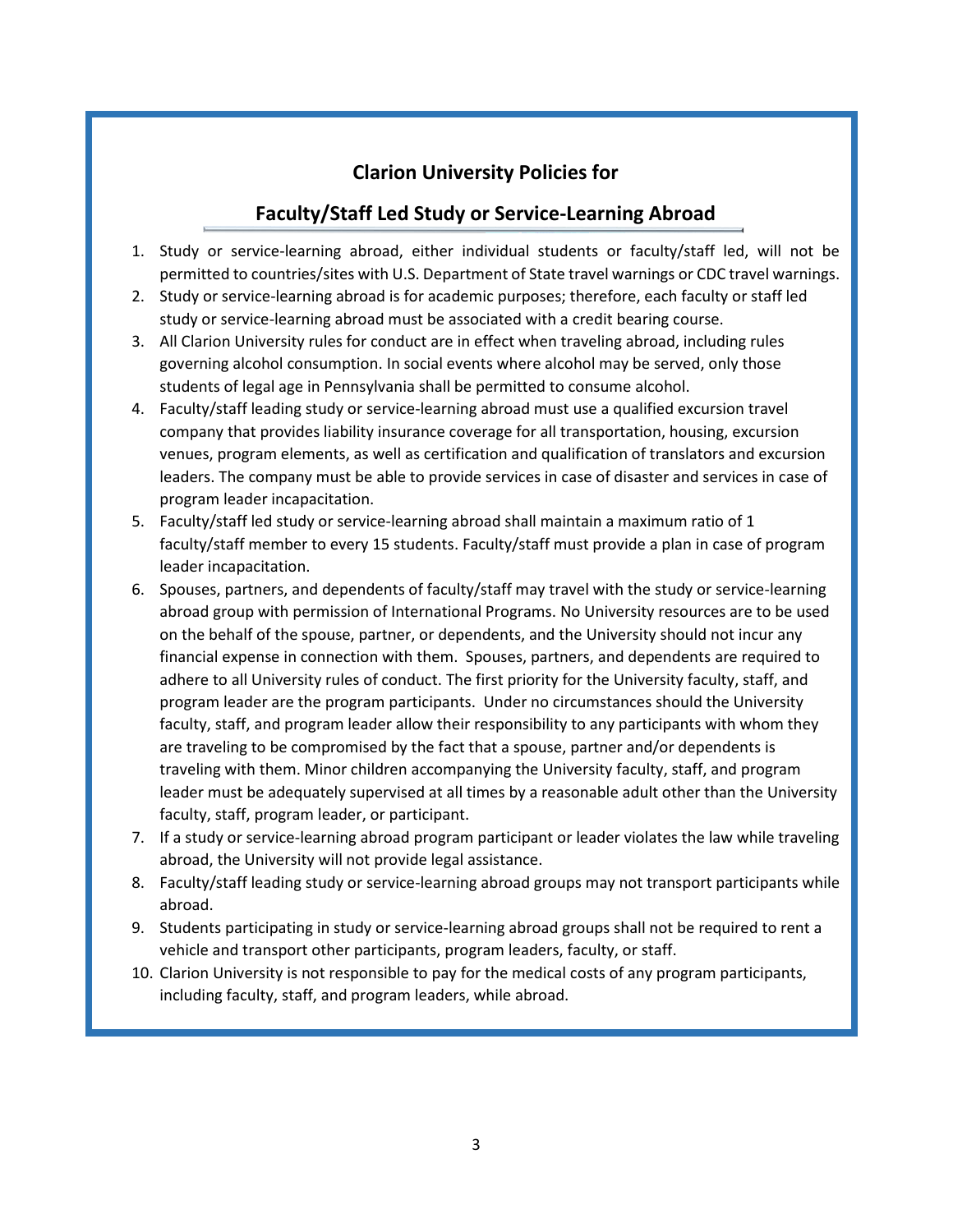## Clarion University Policies for

## Faculty/Staff Led Study or Service-Learning Abroad

1. Study or service-learning abroad, either individual students or faculty/staff led, will not be permitted to countries/sites with U.S. Department of State travel warnings or CDC travel warnings.
2. Study or service-learning abroad is for academic purposes; therefore, each faculty or staff led study or service-learning abroad must be associated with a credit bearing course.
3. All Clarion University rules for conduct are in effect when traveling abroad, including rules governing alcohol consumption. In social events where alcohol may be served, only those students of legal age in Pennsylvania shall be permitted to consume alcohol.
4. Faculty/staff leading study or service-learning abroad must use a qualified excursion travel company that provides liability insurance coverage for all transportation, housing, excursion venues, program elements, as well as certification and qualification of translators and excursion leaders. The company must be able to provide services in case of disaster and services in case of program leader incapacitation.
5. Faculty/staff led study or service-learning abroad shall maintain a maximum ratio of 1 faculty/staff member to every 15 students. Faculty/staff must provide a plan in case of program leader incapacitation.
6. Spouses, partners, and dependents of faculty/staff may travel with the study or service-learning abroad group with permission of International Programs. No University resources are to be used on the behalf of the spouse, partner, or dependents, and the University should not incur any financial expense in connection with them. Spouses, partners, and dependents are required to adhere to all University rules of conduct. The first priority for the University faculty, staff, and program leader are the program participants. Under no circumstances should the University faculty, staff, and program leader allow their responsibility to any participants with whom they are traveling to be compromised by the fact that a spouse, partner and/or dependents is traveling with them. Minor children accompanying the University faculty, staff, and program leader must be adequately supervised at all times by a reasonable adult other than the University faculty, staff, program leader, or participant.
7. If a study or service-learning abroad program participant or leader violates the law while traveling abroad, the University will not provide legal assistance.
8. Faculty/staff leading study or service-learning abroad groups may not transport participants while abroad.
9. Students participating in study or service-learning abroad groups shall not be required to rent a vehicle and transport other participants, program leaders, faculty, or staff.
10. Clarion University is not responsible to pay for the medical costs of any program participants, including faculty, staff, and program leaders, while abroad.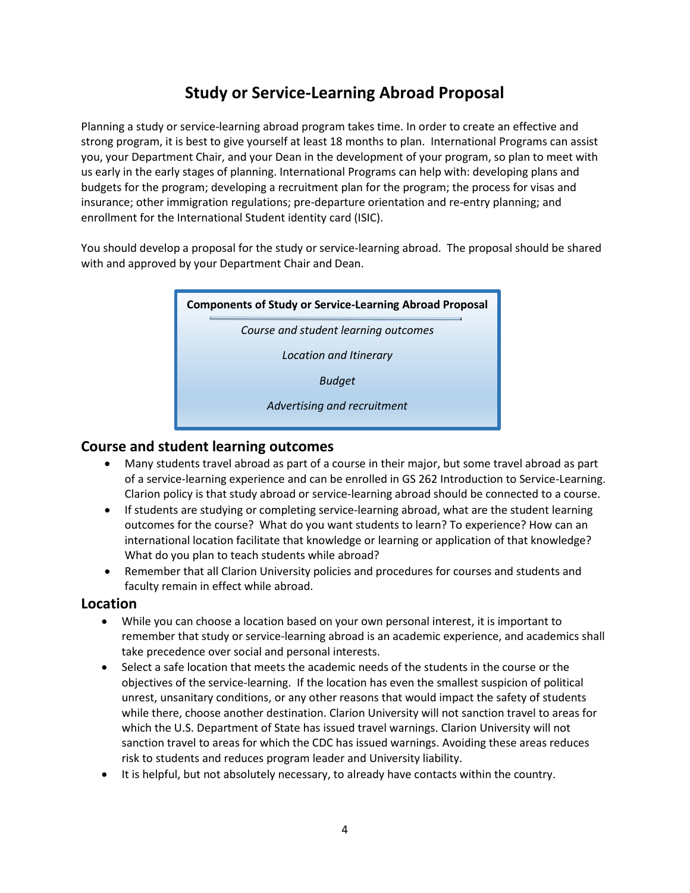# Study or Service-Learning Abroad Proposal

Planning a study or service-learning abroad program takes time. In order to create an effective and strong program, it is best to give yourself at least 18 months to plan. International Programs can assist you, your Department Chair, and your Dean in the development of your program, so plan to meet with us early in the early stages of planning. International Programs can help with: developing plans and budgets for the program; developing a recruitment plan for the program; the process for visas and insurance; other immigration regulations; pre-departure orientation and re-entry planning; and enrollment for the International Student identity card (ISIC).

You should develop a proposal for the study or service-learning abroad. The proposal should be shared with and approved by your Department Chair and Dean.

**Components of Study or Service-Learning Abroad Proposal**

*Course and student learning outcomes*

*Location and Itinerary*

*Budget*

*Advertising and recruitment*

## Course and student learning outcomes

- Many students travel abroad as part of a course in their major, but some travel abroad as part of a service-learning experience and can be enrolled in GS 262 Introduction to Service-Learning. Clarion policy is that study abroad or service-learning abroad should be connected to a course.
- If students are studying or completing service-learning abroad, what are the student learning outcomes for the course? What do you want students to learn? To experience? How can an international location facilitate that knowledge or learning or application of that knowledge? What do you plan to teach students while abroad?
- Remember that all Clarion University policies and procedures for courses and students and faculty remain in effect while abroad.

## Location

- While you can choose a location based on your own personal interest, it is important to remember that study or service-learning abroad is an academic experience, and academics shall take precedence over social and personal interests.
- Select a safe location that meets the academic needs of the students in the course or the objectives of the service-learning. If the location has even the smallest suspicion of political unrest, unsanitary conditions, or any other reasons that would impact the safety of students while there, choose another destination. Clarion University will not sanction travel to areas for which the U.S. Department of State has issued travel warnings. Clarion University will not sanction travel to areas for which the CDC has issued warnings. Avoiding these areas reduces risk to students and reduces program leader and University liability.
- It is helpful, but not absolutely necessary, to already have contacts within the country.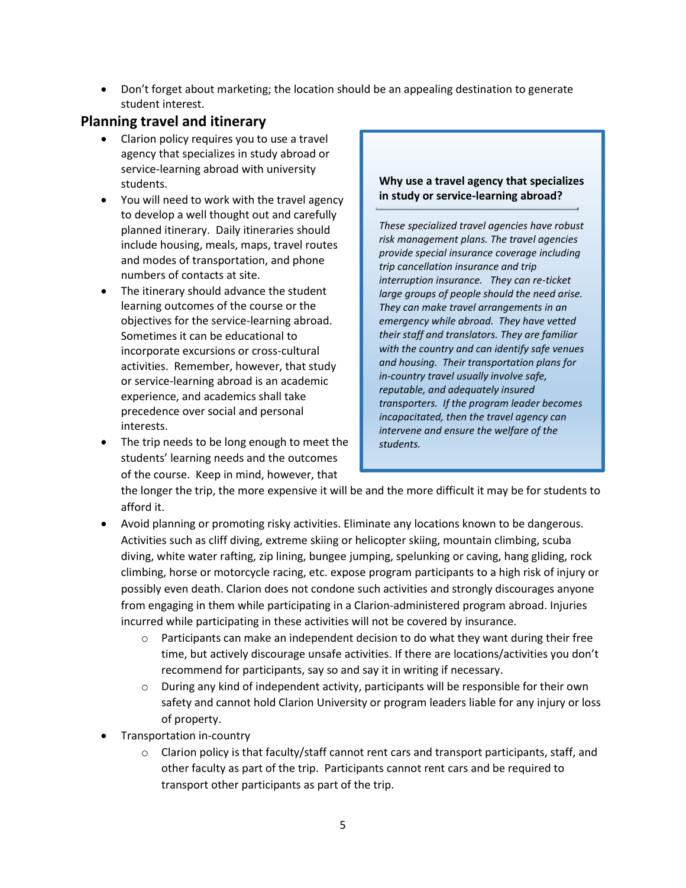- Don't forget about marketing; the location should be an appealing destination to generate student interest.

## Planning travel and itinerary

- Clarion policy requires you to use a travel agency that specializes in study abroad or service-learning abroad with university students.
- You will need to work with the travel agency to develop a well thought out and carefully planned itinerary. Daily itineraries should include housing, meals, maps, travel routes and modes of transportation, and phone numbers of contacts at site.
- The itinerary should advance the student learning outcomes of the course or the objectives for the service-learning abroad. Sometimes it can be educational to incorporate excursions or cross-cultural activities. Remember, however, that study or service-learning abroad is an academic experience, and academics shall take precedence over social and personal interests.
- The trip needs to be long enough to meet the students' learning needs and the outcomes of the course. Keep in mind, however, that the longer the trip, the more expensive it will be and the more difficult it may be for students to afford it.

> **Why use a travel agency that specializes in study or service-learning abroad?**
>
> *These specialized travel agencies have robust risk management plans. The travel agencies provide special insurance coverage including trip cancellation insurance and trip interruption insurance. They can re-ticket large groups of people should the need arise. They can make travel arrangements in an emergency while abroad. They have vetted their staff and translators. They are familiar with the country and can identify safe venues and housing. Their transportation plans for in-country travel usually involve safe, reputable, and adequately insured transporters. If the program leader becomes incapacitated, then the travel agency can intervene and ensure the welfare of the students.*

- Avoid planning or promoting risky activities. Eliminate any locations known to be dangerous. Activities such as cliff diving, extreme skiing or helicopter skiing, mountain climbing, scuba diving, white water rafting, zip lining, bungee jumping, spelunking or caving, hang gliding, rock climbing, horse or motorcycle racing, etc. expose program participants to a high risk of injury or possibly even death. Clarion does not condone such activities and strongly discourages anyone from engaging in them while participating in a Clarion-administered program abroad. Injuries incurred while participating in these activities will not be covered by insurance.
  - Participants can make an independent decision to do what they want during their free time, but actively discourage unsafe activities. If there are locations/activities you don't recommend for participants, say so and say it in writing if necessary.
  - During any kind of independent activity, participants will be responsible for their own safety and cannot hold Clarion University or program leaders liable for any injury or loss of property.
- Transportation in-country
  - Clarion policy is that faculty/staff cannot rent cars and transport participants, staff, and other faculty as part of the trip. Participants cannot rent cars and be required to transport other participants as part of the trip.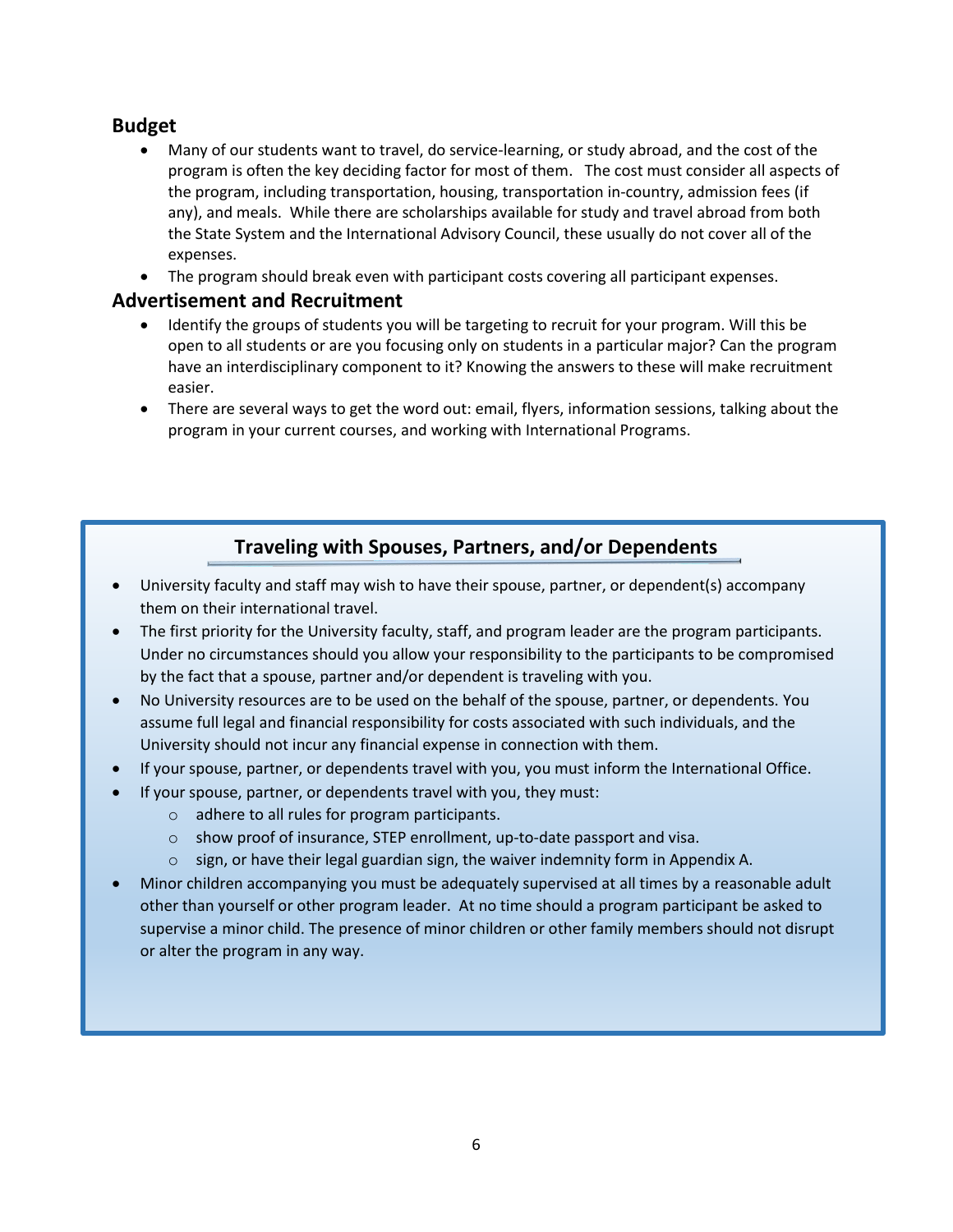## Budget

- Many of our students want to travel, do service-learning, or study abroad, and the cost of the program is often the key deciding factor for most of them. The cost must consider all aspects of the program, including transportation, housing, transportation in-country, admission fees (if any), and meals. While there are scholarships available for study and travel abroad from both the State System and the International Advisory Council, these usually do not cover all of the expenses.
- The program should break even with participant costs covering all participant expenses.

## Advertisement and Recruitment

- Identify the groups of students you will be targeting to recruit for your program. Will this be open to all students or are you focusing only on students in a particular major? Can the program have an interdisciplinary component to it? Knowing the answers to these will make recruitment easier.
- There are several ways to get the word out: email, flyers, information sessions, talking about the program in your current courses, and working with International Programs.

## Traveling with Spouses, Partners, and/or Dependents

- University faculty and staff may wish to have their spouse, partner, or dependent(s) accompany them on their international travel.
- The first priority for the University faculty, staff, and program leader are the program participants. Under no circumstances should you allow your responsibility to the participants to be compromised by the fact that a spouse, partner and/or dependent is traveling with you.
- No University resources are to be used on the behalf of the spouse, partner, or dependents. You assume full legal and financial responsibility for costs associated with such individuals, and the University should not incur any financial expense in connection with them.
- If your spouse, partner, or dependents travel with you, you must inform the International Office.
- If your spouse, partner, or dependents travel with you, they must:
  - adhere to all rules for program participants.
  - show proof of insurance, STEP enrollment, up-to-date passport and visa.
  - sign, or have their legal guardian sign, the waiver indemnity form in Appendix A.
- Minor children accompanying you must be adequately supervised at all times by a reasonable adult other than yourself or other program leader. At no time should a program participant be asked to supervise a minor child. The presence of minor children or other family members should not disrupt or alter the program in any way.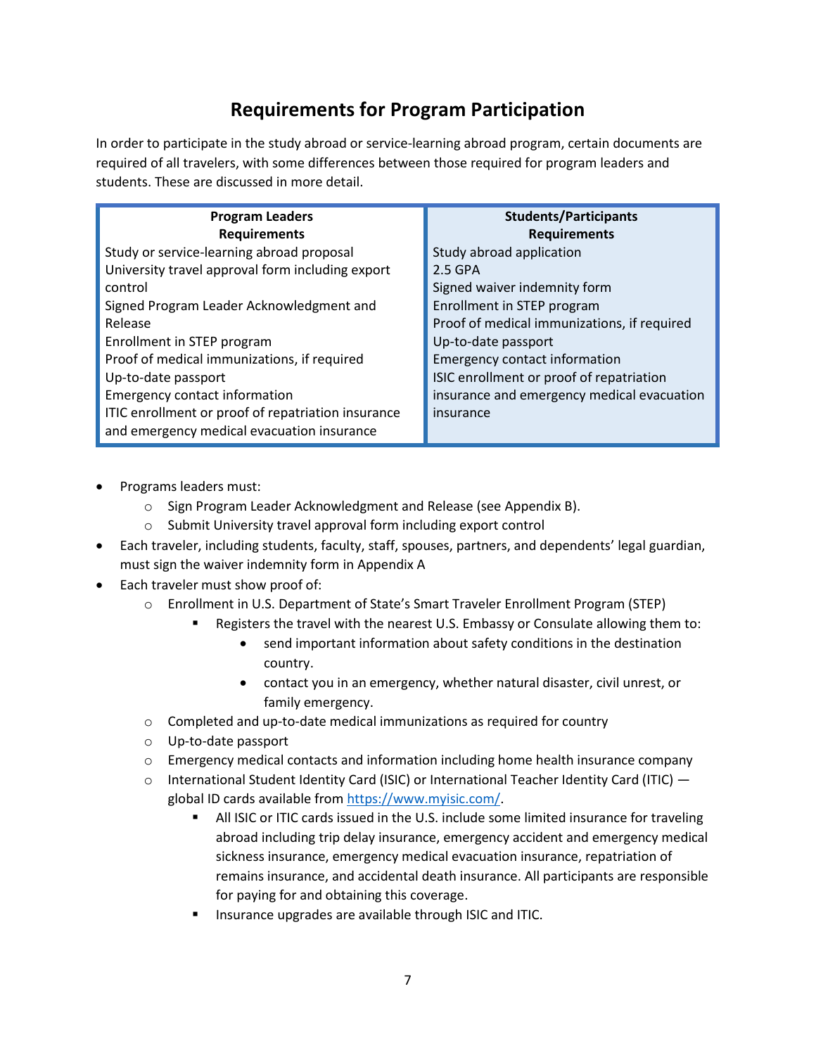# Requirements for Program Participation

In order to participate in the study abroad or service-learning abroad program, certain documents are required of all travelers, with some differences between those required for program leaders and students. These are discussed in more detail.

| Program Leaders Requirements | Students/Participants Requirements |
| --- | --- |
| Study or service-learning abroad proposal | Study abroad application |
| University travel approval form including export control | 2.5 GPA |
| Signed Program Leader Acknowledgment and Release | Signed waiver indemnity form |
| Enrollment in STEP program | Enrollment in STEP program |
| Proof of medical immunizations, if required | Proof of medical immunizations, if required |
| Up-to-date passport | Up-to-date passport |
| Emergency contact information | Emergency contact information |
| ITIC enrollment or proof of repatriation insurance and emergency medical evacuation insurance | ISIC enrollment or proof of repatriation insurance and emergency medical evacuation insurance |

- Programs leaders must:
  - Sign Program Leader Acknowledgment and Release (see Appendix B).
  - Submit University travel approval form including export control
- Each traveler, including students, faculty, staff, spouses, partners, and dependents' legal guardian, must sign the waiver indemnity form in Appendix A
- Each traveler must show proof of:
  - Enrollment in U.S. Department of State's Smart Traveler Enrollment Program (STEP)
    - Registers the travel with the nearest U.S. Embassy or Consulate allowing them to:
      - send important information about safety conditions in the destination country.
      - contact you in an emergency, whether natural disaster, civil unrest, or family emergency.
  - Completed and up-to-date medical immunizations as required for country
  - Up-to-date passport
  - Emergency medical contacts and information including home health insurance company
  - International Student Identity Card (ISIC) or International Teacher Identity Card (ITIC) — global ID cards available from [https://www.myisic.com/](https://www.myisic.com/).
    - All ISIC or ITIC cards issued in the U.S. include some limited insurance for traveling abroad including trip delay insurance, emergency accident and emergency medical sickness insurance, emergency medical evacuation insurance, repatriation of remains insurance, and accidental death insurance. All participants are responsible for paying for and obtaining this coverage.
    - Insurance upgrades are available through ISIC and ITIC.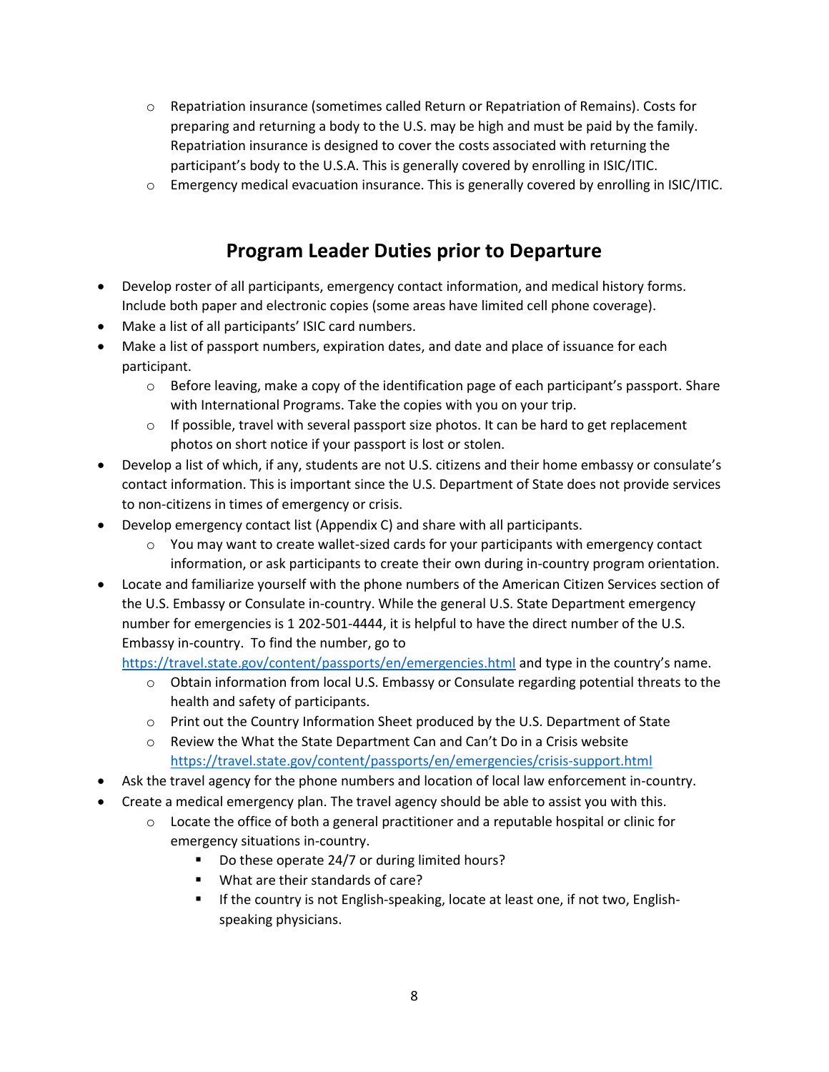- Repatriation insurance (sometimes called Return or Repatriation of Remains). Costs for preparing and returning a body to the U.S. may be high and must be paid by the family. Repatriation insurance is designed to cover the costs associated with returning the participant's body to the U.S.A. This is generally covered by enrolling in ISIC/ITIC.
  - Emergency medical evacuation insurance. This is generally covered by enrolling in ISIC/ITIC.

## Program Leader Duties prior to Departure

- Develop roster of all participants, emergency contact information, and medical history forms. Include both paper and electronic copies (some areas have limited cell phone coverage).
- Make a list of all participants' ISIC card numbers.
- Make a list of passport numbers, expiration dates, and date and place of issuance for each participant.
  - Before leaving, make a copy of the identification page of each participant's passport. Share with International Programs. Take the copies with you on your trip.
  - If possible, travel with several passport size photos. It can be hard to get replacement photos on short notice if your passport is lost or stolen.
- Develop a list of which, if any, students are not U.S. citizens and their home embassy or consulate's contact information. This is important since the U.S. Department of State does not provide services to non-citizens in times of emergency or crisis.
- Develop emergency contact list (Appendix C) and share with all participants.
  - You may want to create wallet-sized cards for your participants with emergency contact information, or ask participants to create their own during in-country program orientation.
- Locate and familiarize yourself with the phone numbers of the American Citizen Services section of the U.S. Embassy or Consulate in-country. While the general U.S. State Department emergency number for emergencies is 1 202-501-4444, it is helpful to have the direct number of the U.S. Embassy in-country. To find the number, go to https://travel.state.gov/content/passports/en/emergencies.html and type in the country's name.
  - Obtain information from local U.S. Embassy or Consulate regarding potential threats to the health and safety of participants.
  - Print out the Country Information Sheet produced by the U.S. Department of State
  - Review the What the State Department Can and Can't Do in a Crisis website https://travel.state.gov/content/passports/en/emergencies/crisis-support.html
- Ask the travel agency for the phone numbers and location of local law enforcement in-country.
- Create a medical emergency plan. The travel agency should be able to assist you with this.
  - Locate the office of both a general practitioner and a reputable hospital or clinic for emergency situations in-country.
    - Do these operate 24/7 or during limited hours?
    - What are their standards of care?
    - If the country is not English-speaking, locate at least one, if not two, English-speaking physicians.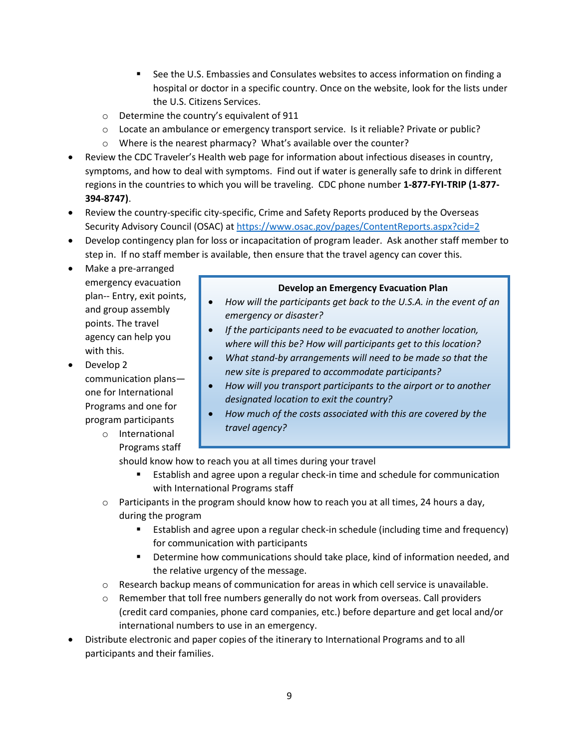- See the U.S. Embassies and Consulates websites to access information on finding a hospital or doctor in a specific country. Once on the website, look for the lists under the U.S. Citizens Services.
  - Determine the country's equivalent of 911
  - Locate an ambulance or emergency transport service. Is it reliable? Private or public?
  - Where is the nearest pharmacy? What's available over the counter?
- Review the CDC Traveler's Health web page for information about infectious diseases in country, symptoms, and how to deal with symptoms. Find out if water is generally safe to drink in different regions in the countries to which you will be traveling. CDC phone number **1-877-FYI-TRIP (1-877-394-8747)**.
- Review the country-specific city-specific, Crime and Safety Reports produced by the Overseas Security Advisory Council (OSAC) at https://www.osac.gov/pages/ContentReports.aspx?cid=2
- Develop contingency plan for loss or incapacitation of program leader. Ask another staff member to step in. If no staff member is available, then ensure that the travel agency can cover this.
- Make a pre-arranged emergency evacuation plan-- Entry, exit points, and group assembly points. The travel agency can help you with this.
- Develop 2 communication plans—one for International Programs and one for program participants
  - International Programs staff should know how to reach you at all times during your travel
    - Establish and agree upon a regular check-in time and schedule for communication with International Programs staff
  - Participants in the program should know how to reach you at all times, 24 hours a day, during the program
    - Establish and agree upon a regular check-in schedule (including time and frequency) for communication with participants
    - Determine how communications should take place, kind of information needed, and the relative urgency of the message.
  - Research backup means of communication for areas in which cell service is unavailable.
  - Remember that toll free numbers generally do not work from overseas. Call providers (credit card companies, phone card companies, etc.) before departure and get local and/or international numbers to use in an emergency.
- Distribute electronic and paper copies of the itinerary to International Programs and to all participants and their families.

**Develop an Emergency Evacuation Plan**

- *How will the participants get back to the U.S.A. in the event of an emergency or disaster?*
- *If the participants need to be evacuated to another location, where will this be? How will participants get to this location?*
- *What stand-by arrangements will need to be made so that the new site is prepared to accommodate participants?*
- *How will you transport participants to the airport or to another designated location to exit the country?*
- *How much of the costs associated with this are covered by the travel agency?*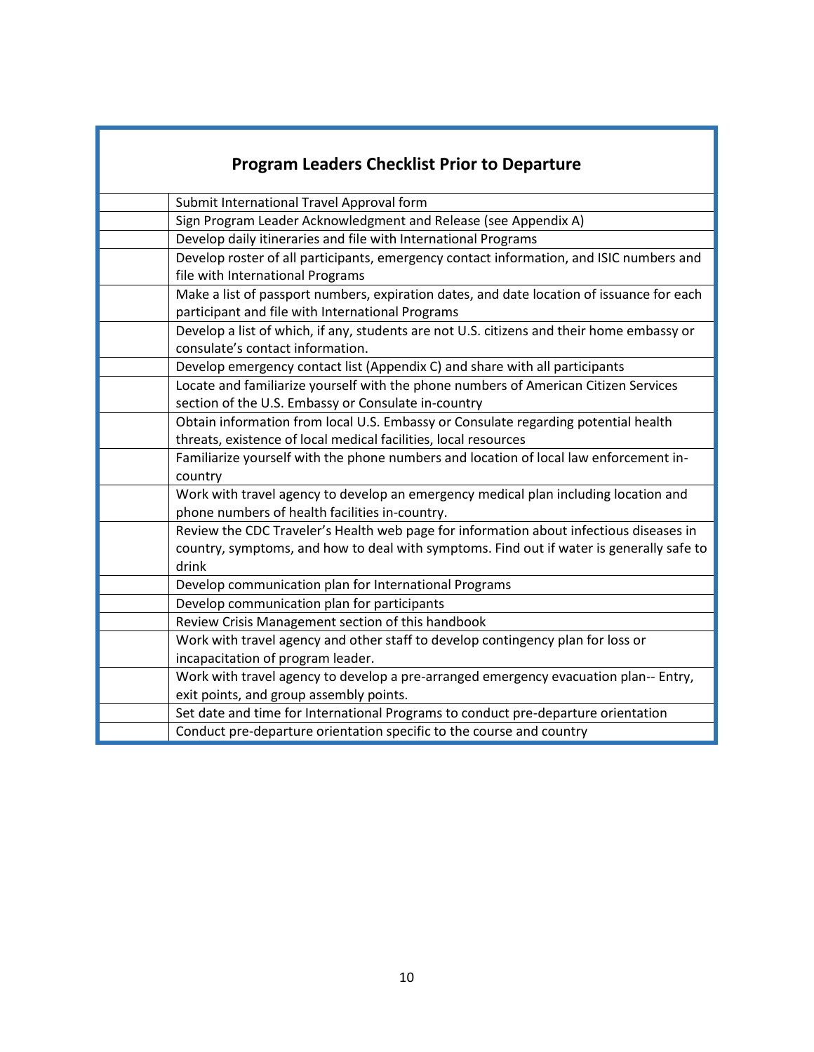## Program Leaders Checklist Prior to Departure

| | |
|---|---|
| | Submit International Travel Approval form |
| | Sign Program Leader Acknowledgment and Release (see Appendix A) |
| | Develop daily itineraries and file with International Programs |
| | Develop roster of all participants, emergency contact information, and ISIC numbers and file with International Programs |
| | Make a list of passport numbers, expiration dates, and date location of issuance for each participant and file with International Programs |
| | Develop a list of which, if any, students are not U.S. citizens and their home embassy or consulate's contact information. |
| | Develop emergency contact list (Appendix C) and share with all participants |
| | Locate and familiarize yourself with the phone numbers of American Citizen Services section of the U.S. Embassy or Consulate in-country |
| | Obtain information from local U.S. Embassy or Consulate regarding potential health threats, existence of local medical facilities, local resources |
| | Familiarize yourself with the phone numbers and location of local law enforcement in-country |
| | Work with travel agency to develop an emergency medical plan including location and phone numbers of health facilities in-country. |
| | Review the CDC Traveler's Health web page for information about infectious diseases in country, symptoms, and how to deal with symptoms. Find out if water is generally safe to drink |
| | Develop communication plan for International Programs |
| | Develop communication plan for participants |
| | Review Crisis Management section of this handbook |
| | Work with travel agency and other staff to develop contingency plan for loss or incapacitation of program leader. |
| | Work with travel agency to develop a pre-arranged emergency evacuation plan-- Entry, exit points, and group assembly points. |
| | Set date and time for International Programs to conduct pre-departure orientation |
| | Conduct pre-departure orientation specific to the course and country |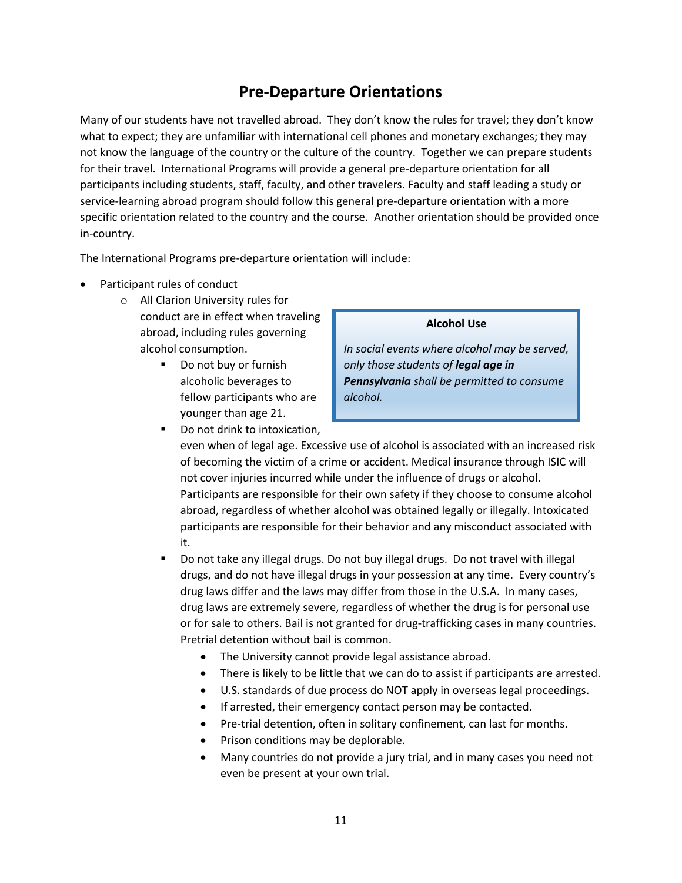## Pre-Departure Orientations

Many of our students have not travelled abroad. They don't know the rules for travel; they don't know what to expect; they are unfamiliar with international cell phones and monetary exchanges; they may not know the language of the country or the culture of the country. Together we can prepare students for their travel. International Programs will provide a general pre-departure orientation for all participants including students, staff, faculty, and other travelers. Faculty and staff leading a study or service-learning abroad program should follow this general pre-departure orientation with a more specific orientation related to the country and the course. Another orientation should be provided once in-country.

The International Programs pre-departure orientation will include:

- Participant rules of conduct
  - All Clarion University rules for conduct are in effect when traveling abroad, including rules governing alcohol consumption.
    - Do not buy or furnish alcoholic beverages to fellow participants who are younger than age 21.
    - Do not drink to intoxication, even when of legal age. Excessive use of alcohol is associated with an increased risk of becoming the victim of a crime or accident. Medical insurance through ISIC will not cover injuries incurred while under the influence of drugs or alcohol. Participants are responsible for their own safety if they choose to consume alcohol abroad, regardless of whether alcohol was obtained legally or illegally. Intoxicated participants are responsible for their behavior and any misconduct associated with it.
    - Do not take any illegal drugs. Do not buy illegal drugs. Do not travel with illegal drugs, and do not have illegal drugs in your possession at any time. Every country's drug laws differ and the laws may differ from those in the U.S.A. In many cases, drug laws are extremely severe, regardless of whether the drug is for personal use or for sale to others. Bail is not granted for drug-trafficking cases in many countries. Pretrial detention without bail is common.
      - The University cannot provide legal assistance abroad.
      - There is likely to be little that we can do to assist if participants are arrested.
      - U.S. standards of due process do NOT apply in overseas legal proceedings.
      - If arrested, their emergency contact person may be contacted.
      - Pre-trial detention, often in solitary confinement, can last for months.
      - Prison conditions may be deplorable.
      - Many countries do not provide a jury trial, and in many cases you need not even be present at your own trial.

> **Alcohol Use**
>
> *In social events where alcohol may be served, only those students of **legal age in Pennsylvania** shall be permitted to consume alcohol.*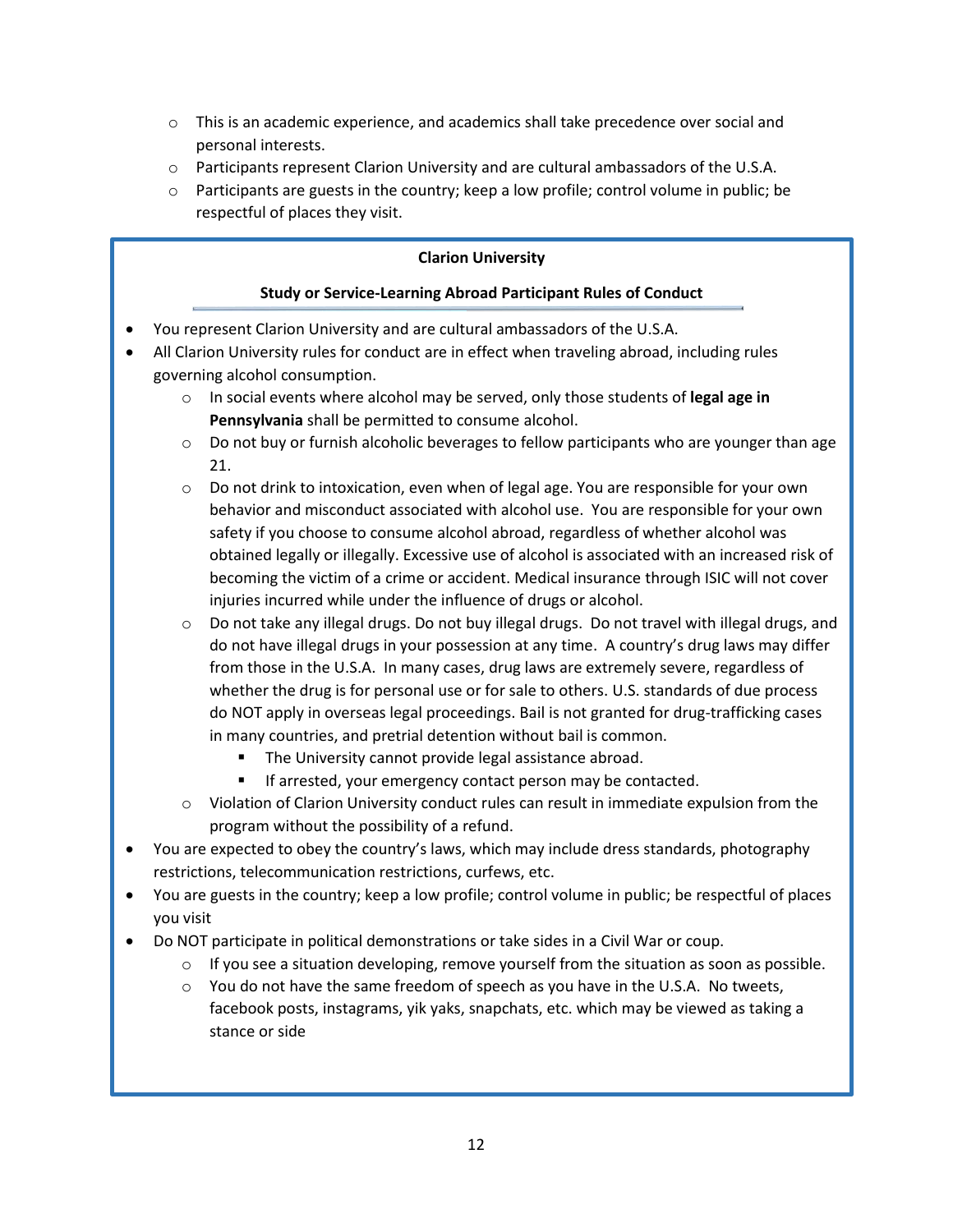- This is an academic experience, and academics shall take precedence over social and personal interests.
  - Participants represent Clarion University and are cultural ambassadors of the U.S.A.
  - Participants are guests in the country; keep a low profile; control volume in public; be respectful of places they visit.

**Clarion University**

**Study or Service-Learning Abroad Participant Rules of Conduct**

- You represent Clarion University and are cultural ambassadors of the U.S.A.
- All Clarion University rules for conduct are in effect when traveling abroad, including rules governing alcohol consumption.
  - In social events where alcohol may be served, only those students of **legal age in Pennsylvania** shall be permitted to consume alcohol.
  - Do not buy or furnish alcoholic beverages to fellow participants who are younger than age 21.
  - Do not drink to intoxication, even when of legal age. You are responsible for your own behavior and misconduct associated with alcohol use. You are responsible for your own safety if you choose to consume alcohol abroad, regardless of whether alcohol was obtained legally or illegally. Excessive use of alcohol is associated with an increased risk of becoming the victim of a crime or accident. Medical insurance through ISIC will not cover injuries incurred while under the influence of drugs or alcohol.
  - Do not take any illegal drugs. Do not buy illegal drugs. Do not travel with illegal drugs, and do not have illegal drugs in your possession at any time. A country's drug laws may differ from those in the U.S.A. In many cases, drug laws are extremely severe, regardless of whether the drug is for personal use or for sale to others. U.S. standards of due process do NOT apply in overseas legal proceedings. Bail is not granted for drug-trafficking cases in many countries, and pretrial detention without bail is common.
    - The University cannot provide legal assistance abroad.
    - If arrested, your emergency contact person may be contacted.
  - Violation of Clarion University conduct rules can result in immediate expulsion from the program without the possibility of a refund.
- You are expected to obey the country's laws, which may include dress standards, photography restrictions, telecommunication restrictions, curfews, etc.
- You are guests in the country; keep a low profile; control volume in public; be respectful of places you visit
- Do NOT participate in political demonstrations or take sides in a Civil War or coup.
  - If you see a situation developing, remove yourself from the situation as soon as possible.
  - You do not have the same freedom of speech as you have in the U.S.A. No tweets, facebook posts, instagrams, yik yaks, snapchats, etc. which may be viewed as taking a stance or side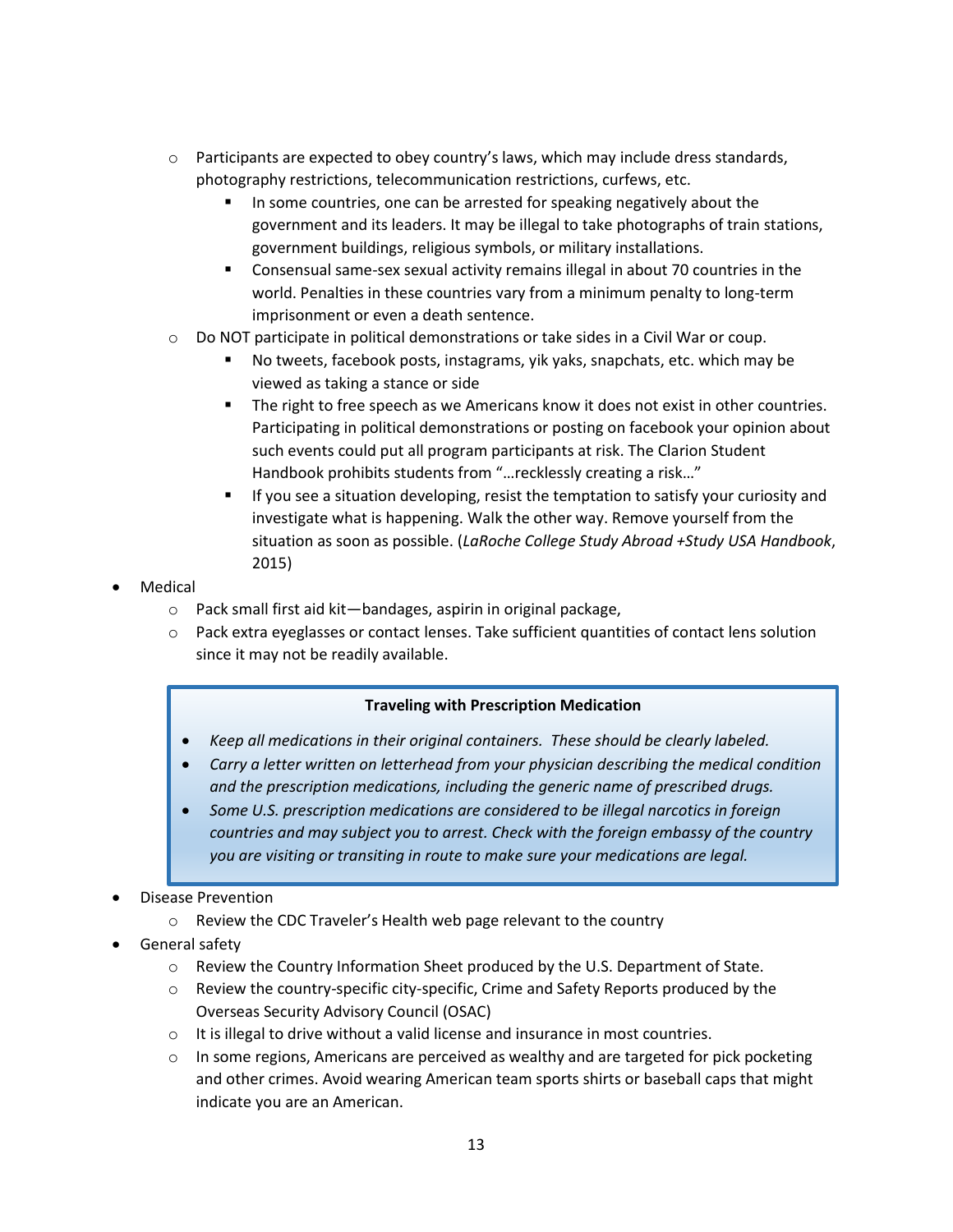- Participants are expected to obey country's laws, which may include dress standards, photography restrictions, telecommunication restrictions, curfews, etc.
     - In some countries, one can be arrested for speaking negatively about the government and its leaders. It may be illegal to take photographs of train stations, government buildings, religious symbols, or military installations.
     - Consensual same-sex sexual activity remains illegal in about 70 countries in the world. Penalties in these countries vary from a minimum penalty to long-term imprisonment or even a death sentence.
   - Do NOT participate in political demonstrations or take sides in a Civil War or coup.
     - No tweets, facebook posts, instagrams, yik yaks, snapchats, etc. which may be viewed as taking a stance or side
     - The right to free speech as we Americans know it does not exist in other countries. Participating in political demonstrations or posting on facebook your opinion about such events could put all program participants at risk. The Clarion Student Handbook prohibits students from "…recklessly creating a risk…"
     - If you see a situation developing, resist the temptation to satisfy your curiosity and investigate what is happening. Walk the other way. Remove yourself from the situation as soon as possible. (*LaRoche College Study Abroad +Study USA Handbook*, 2015)
- Medical
   - Pack small first aid kit—bandages, aspirin in original package,
   - Pack extra eyeglasses or contact lenses. Take sufficient quantities of contact lens solution since it may not be readily available.

> **Traveling with Prescription Medication**
>
> - *Keep all medications in their original containers. These should be clearly labeled.*
> - *Carry a letter written on letterhead from your physician describing the medical condition and the prescription medications, including the generic name of prescribed drugs.*
> - *Some U.S. prescription medications are considered to be illegal narcotics in foreign countries and may subject you to arrest. Check with the foreign embassy of the country you are visiting or transiting in route to make sure your medications are legal.*

- Disease Prevention
   - Review the CDC Traveler's Health web page relevant to the country
- General safety
   - Review the Country Information Sheet produced by the U.S. Department of State.
   - Review the country-specific city-specific, Crime and Safety Reports produced by the Overseas Security Advisory Council (OSAC)
   - It is illegal to drive without a valid license and insurance in most countries.
   - In some regions, Americans are perceived as wealthy and are targeted for pick pocketing and other crimes. Avoid wearing American team sports shirts or baseball caps that might indicate you are an American.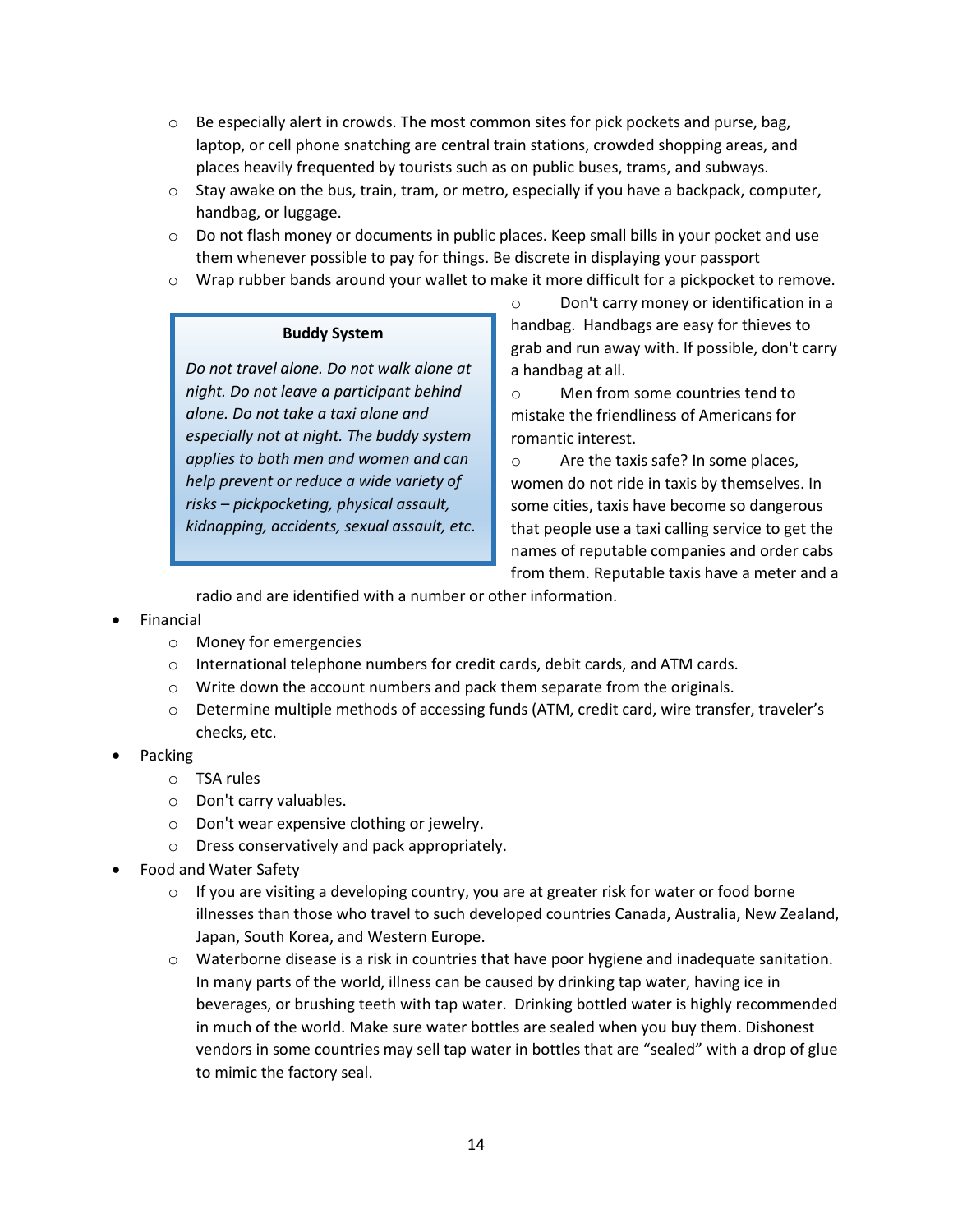- Be especially alert in crowds. The most common sites for pick pockets and purse, bag, laptop, or cell phone snatching are central train stations, crowded shopping areas, and places heavily frequented by tourists such as on public buses, trams, and subways.
- Stay awake on the bus, train, tram, or metro, especially if you have a backpack, computer, handbag, or luggage.
- Do not flash money or documents in public places. Keep small bills in your pocket and use them whenever possible to pay for things. Be discrete in displaying your passport
- Wrap rubber bands around your wallet to make it more difficult for a pickpocket to remove.
- Don't carry money or identification in a handbag. Handbags are easy for thieves to grab and run away with. If possible, don't carry a handbag at all.
- Men from some countries tend to mistake the friendliness of Americans for romantic interest.
- Are the taxis safe? In some places, women do not ride in taxis by themselves. In some cities, taxis have become so dangerous that people use a taxi calling service to get the names of reputable companies and order cabs from them. Reputable taxis have a meter and a radio and are identified with a number or other information.

> **Buddy System**
>
> *Do not travel alone. Do not walk alone at night. Do not leave a participant behind alone. Do not take a taxi alone and especially not at night. The buddy system applies to both men and women and can help prevent or reduce a wide variety of risks – pickpocketing, physical assault, kidnapping, accidents, sexual assault, etc.*

- Financial
  - Money for emergencies
  - International telephone numbers for credit cards, debit cards, and ATM cards.
  - Write down the account numbers and pack them separate from the originals.
  - Determine multiple methods of accessing funds (ATM, credit card, wire transfer, traveler's checks, etc.
- Packing
  - TSA rules
  - Don't carry valuables.
  - Don't wear expensive clothing or jewelry.
  - Dress conservatively and pack appropriately.
- Food and Water Safety
  - If you are visiting a developing country, you are at greater risk for water or food borne illnesses than those who travel to such developed countries Canada, Australia, New Zealand, Japan, South Korea, and Western Europe.
  - Waterborne disease is a risk in countries that have poor hygiene and inadequate sanitation. In many parts of the world, illness can be caused by drinking tap water, having ice in beverages, or brushing teeth with tap water. Drinking bottled water is highly recommended in much of the world. Make sure water bottles are sealed when you buy them. Dishonest vendors in some countries may sell tap water in bottles that are "sealed" with a drop of glue to mimic the factory seal.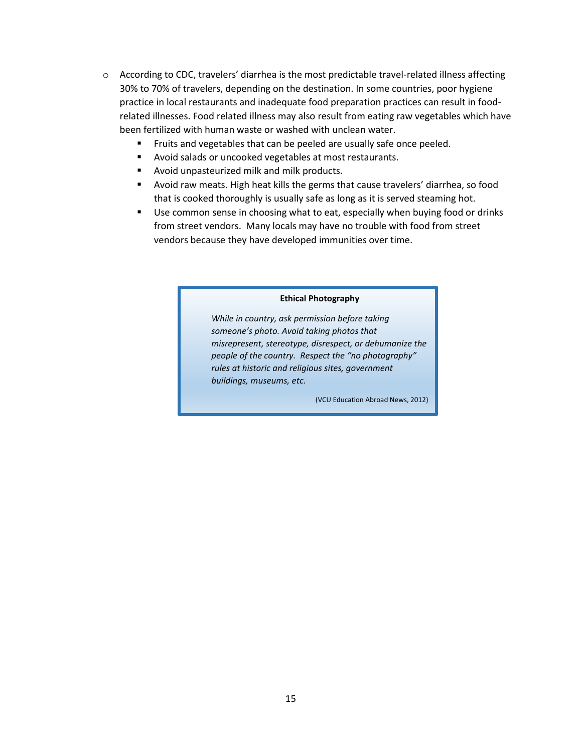- According to CDC, travelers' diarrhea is the most predictable travel-related illness affecting 30% to 70% of travelers, depending on the destination. In some countries, poor hygiene practice in local restaurants and inadequate food preparation practices can result in food-related illnesses. Food related illness may also result from eating raw vegetables which have been fertilized with human waste or washed with unclean water.
  - Fruits and vegetables that can be peeled are usually safe once peeled.
  - Avoid salads or uncooked vegetables at most restaurants.
  - Avoid unpasteurized milk and milk products.
  - Avoid raw meats. High heat kills the germs that cause travelers' diarrhea, so food that is cooked thoroughly is usually safe as long as it is served steaming hot.
  - Use common sense in choosing what to eat, especially when buying food or drinks from street vendors. Many locals may have no trouble with food from street vendors because they have developed immunities over time.

**Ethical Photography**

*While in country, ask permission before taking someone's photo. Avoid taking photos that misrepresent, stereotype, disrespect, or dehumanize the people of the country. Respect the "no photography" rules at historic and religious sites, government buildings, museums, etc.*

(VCU Education Abroad News, 2012)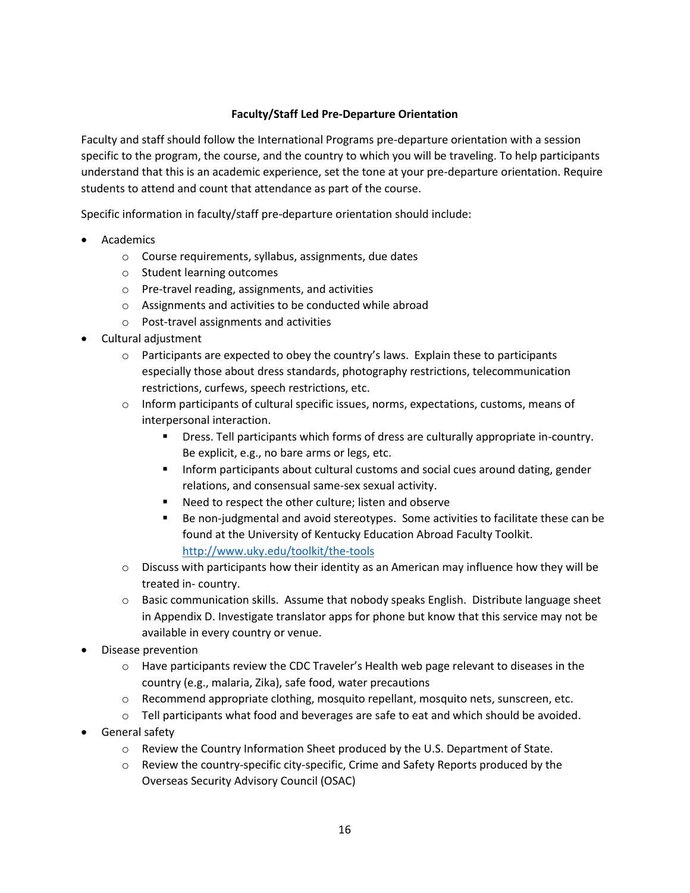### Faculty/Staff Led Pre-Departure Orientation

Faculty and staff should follow the International Programs pre-departure orientation with a session specific to the program, the course, and the country to which you will be traveling. To help participants understand that this is an academic experience, set the tone at your pre-departure orientation. Require students to attend and count that attendance as part of the course.

Specific information in faculty/staff pre-departure orientation should include:

- Academics
  - Course requirements, syllabus, assignments, due dates
  - Student learning outcomes
  - Pre-travel reading, assignments, and activities
  - Assignments and activities to be conducted while abroad
  - Post-travel assignments and activities
- Cultural adjustment
  - Participants are expected to obey the country's laws. Explain these to participants especially those about dress standards, photography restrictions, telecommunication restrictions, curfews, speech restrictions, etc.
  - Inform participants of cultural specific issues, norms, expectations, customs, means of interpersonal interaction.
    - Dress. Tell participants which forms of dress are culturally appropriate in-country. Be explicit, e.g., no bare arms or legs, etc.
    - Inform participants about cultural customs and social cues around dating, gender relations, and consensual same-sex sexual activity.
    - Need to respect the other culture; listen and observe
    - Be non-judgmental and avoid stereotypes. Some activities to facilitate these can be found at the University of Kentucky Education Abroad Faculty Toolkit. [http://www.uky.edu/toolkit/the-tools](http://www.uky.edu/toolkit/the-tools)
  - Discuss with participants how their identity as an American may influence how they will be treated in- country.
  - Basic communication skills. Assume that nobody speaks English. Distribute language sheet in Appendix D. Investigate translator apps for phone but know that this service may not be available in every country or venue.
- Disease prevention
  - Have participants review the CDC Traveler's Health web page relevant to diseases in the country (e.g., malaria, Zika), safe food, water precautions
  - Recommend appropriate clothing, mosquito repellant, mosquito nets, sunscreen, etc.
  - Tell participants what food and beverages are safe to eat and which should be avoided.
- General safety
  - Review the Country Information Sheet produced by the U.S. Department of State.
  - Review the country-specific city-specific, Crime and Safety Reports produced by the Overseas Security Advisory Council (OSAC)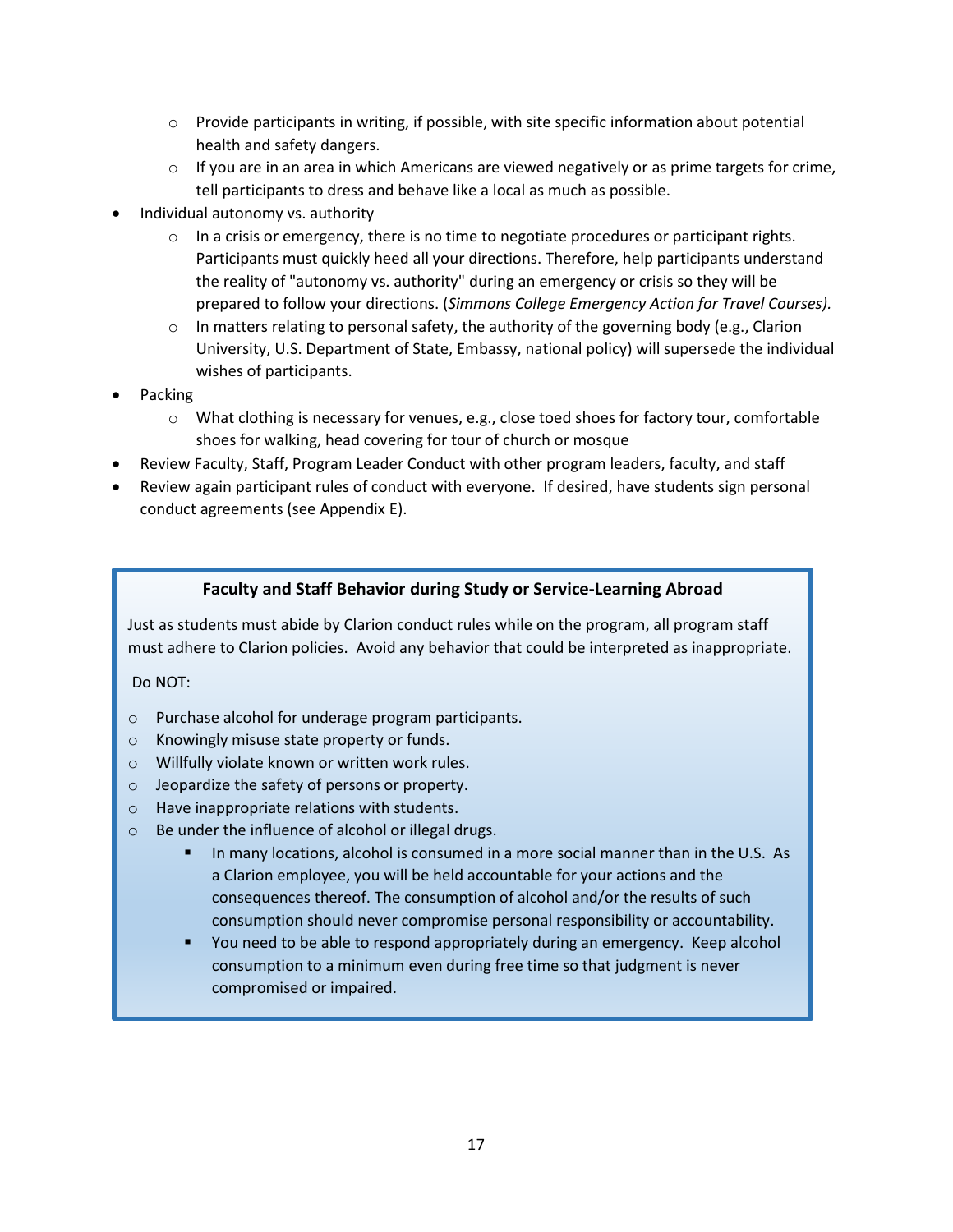- Provide participants in writing, if possible, with site specific information about potential health and safety dangers.
  - If you are in an area in which Americans are viewed negatively or as prime targets for crime, tell participants to dress and behave like a local as much as possible.
- Individual autonomy vs. authority
  - In a crisis or emergency, there is no time to negotiate procedures or participant rights. Participants must quickly heed all your directions. Therefore, help participants understand the reality of "autonomy vs. authority" during an emergency or crisis so they will be prepared to follow your directions. (*Simmons College Emergency Action for Travel Courses).*
  - In matters relating to personal safety, the authority of the governing body (e.g., Clarion University, U.S. Department of State, Embassy, national policy) will supersede the individual wishes of participants.
- Packing
  - What clothing is necessary for venues, e.g., close toed shoes for factory tour, comfortable shoes for walking, head covering for tour of church or mosque
- Review Faculty, Staff, Program Leader Conduct with other program leaders, faculty, and staff
- Review again participant rules of conduct with everyone. If desired, have students sign personal conduct agreements (see Appendix E).

**Faculty and Staff Behavior during Study or Service-Learning Abroad**

Just as students must abide by Clarion conduct rules while on the program, all program staff must adhere to Clarion policies. Avoid any behavior that could be interpreted as inappropriate.

Do NOT:

- Purchase alcohol for underage program participants.
- Knowingly misuse state property or funds.
- Willfully violate known or written work rules.
- Jeopardize the safety of persons or property.
- Have inappropriate relations with students.
- Be under the influence of alcohol or illegal drugs.
  - In many locations, alcohol is consumed in a more social manner than in the U.S. As a Clarion employee, you will be held accountable for your actions and the consequences thereof. The consumption of alcohol and/or the results of such consumption should never compromise personal responsibility or accountability.
  - You need to be able to respond appropriately during an emergency. Keep alcohol consumption to a minimum even during free time so that judgment is never compromised or impaired.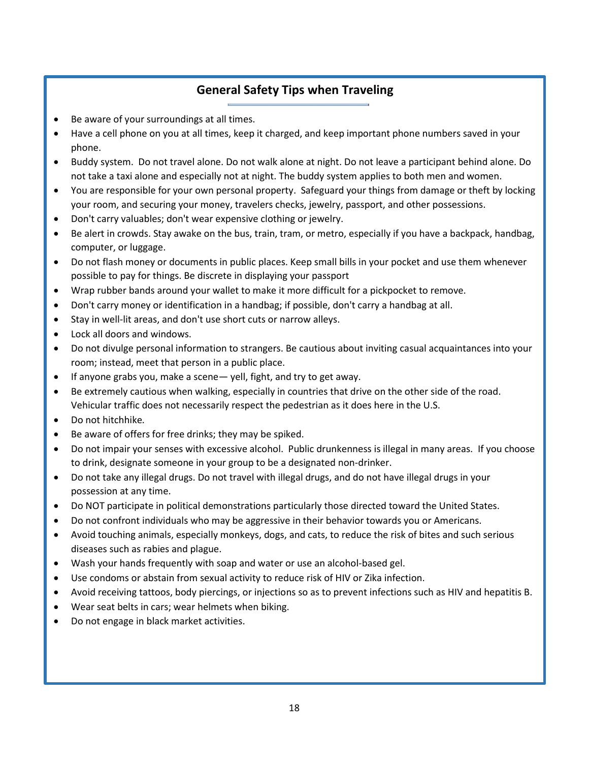## General Safety Tips when Traveling

- Be aware of your surroundings at all times.
- Have a cell phone on you at all times, keep it charged, and keep important phone numbers saved in your phone.
- Buddy system. Do not travel alone. Do not walk alone at night. Do not leave a participant behind alone. Do not take a taxi alone and especially not at night. The buddy system applies to both men and women.
- You are responsible for your own personal property. Safeguard your things from damage or theft by locking your room, and securing your money, travelers checks, jewelry, passport, and other possessions.
- Don't carry valuables; don't wear expensive clothing or jewelry.
- Be alert in crowds. Stay awake on the bus, train, tram, or metro, especially if you have a backpack, handbag, computer, or luggage.
- Do not flash money or documents in public places. Keep small bills in your pocket and use them whenever possible to pay for things. Be discrete in displaying your passport
- Wrap rubber bands around your wallet to make it more difficult for a pickpocket to remove.
- Don't carry money or identification in a handbag; if possible, don't carry a handbag at all.
- Stay in well-lit areas, and don't use short cuts or narrow alleys.
- Lock all doors and windows.
- Do not divulge personal information to strangers. Be cautious about inviting casual acquaintances into your room; instead, meet that person in a public place.
- If anyone grabs you, make a scene— yell, fight, and try to get away.
- Be extremely cautious when walking, especially in countries that drive on the other side of the road. Vehicular traffic does not necessarily respect the pedestrian as it does here in the U.S.
- Do not hitchhike.
- Be aware of offers for free drinks; they may be spiked.
- Do not impair your senses with excessive alcohol. Public drunkenness is illegal in many areas. If you choose to drink, designate someone in your group to be a designated non-drinker.
- Do not take any illegal drugs. Do not travel with illegal drugs, and do not have illegal drugs in your possession at any time.
- Do NOT participate in political demonstrations particularly those directed toward the United States.
- Do not confront individuals who may be aggressive in their behavior towards you or Americans.
- Avoid touching animals, especially monkeys, dogs, and cats, to reduce the risk of bites and such serious diseases such as rabies and plague.
- Wash your hands frequently with soap and water or use an alcohol-based gel.
- Use condoms or abstain from sexual activity to reduce risk of HIV or Zika infection.
- Avoid receiving tattoos, body piercings, or injections so as to prevent infections such as HIV and hepatitis B.
- Wear seat belts in cars; wear helmets when biking.
- Do not engage in black market activities.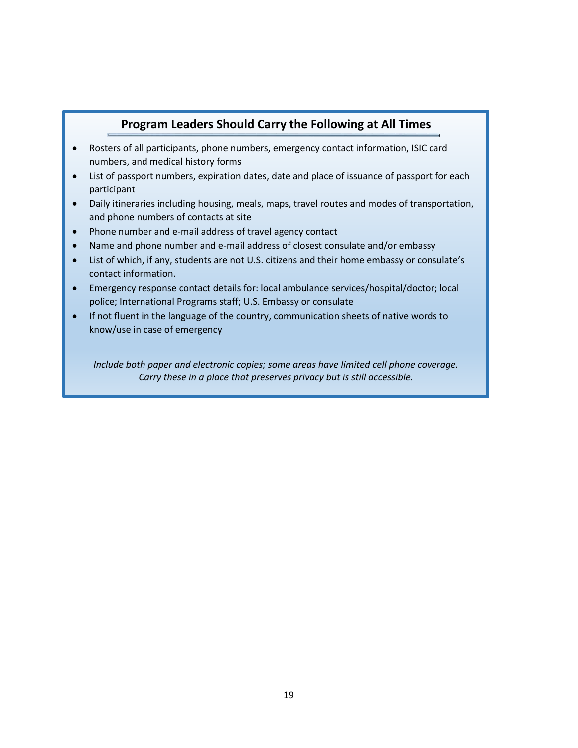## Program Leaders Should Carry the Following at All Times

- Rosters of all participants, phone numbers, emergency contact information, ISIC card numbers, and medical history forms
- List of passport numbers, expiration dates, date and place of issuance of passport for each participant
- Daily itineraries including housing, meals, maps, travel routes and modes of transportation, and phone numbers of contacts at site
- Phone number and e-mail address of travel agency contact
- Name and phone number and e-mail address of closest consulate and/or embassy
- List of which, if any, students are not U.S. citizens and their home embassy or consulate's contact information.
- Emergency response contact details for: local ambulance services/hospital/doctor; local police; International Programs staff; U.S. Embassy or consulate
- If not fluent in the language of the country, communication sheets of native words to know/use in case of emergency

*Include both paper and electronic copies; some areas have limited cell phone coverage. Carry these in a place that preserves privacy but is still accessible.*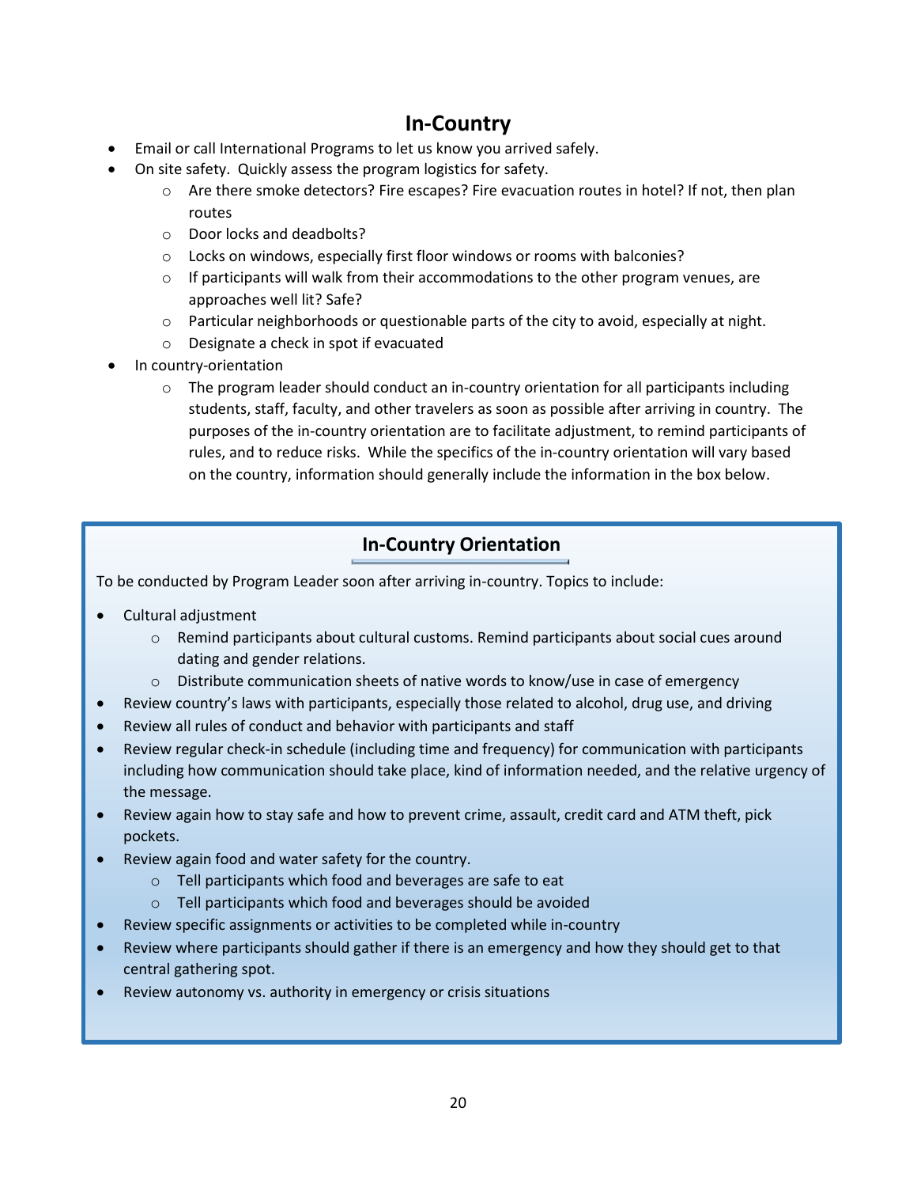# In-Country

- Email or call International Programs to let us know you arrived safely.
- On site safety. Quickly assess the program logistics for safety.
  - Are there smoke detectors? Fire escapes? Fire evacuation routes in hotel? If not, then plan routes
  - Door locks and deadbolts?
  - Locks on windows, especially first floor windows or rooms with balconies?
  - If participants will walk from their accommodations to the other program venues, are approaches well lit? Safe?
  - Particular neighborhoods or questionable parts of the city to avoid, especially at night.
  - Designate a check in spot if evacuated
- In country-orientation
  - The program leader should conduct an in-country orientation for all participants including students, staff, faculty, and other travelers as soon as possible after arriving in country. The purposes of the in-country orientation are to facilitate adjustment, to remind participants of rules, and to reduce risks. While the specifics of the in-country orientation will vary based on the country, information should generally include the information in the box below.

## In-Country Orientation

To be conducted by Program Leader soon after arriving in-country. Topics to include:

- Cultural adjustment
  - Remind participants about cultural customs. Remind participants about social cues around dating and gender relations.
  - Distribute communication sheets of native words to know/use in case of emergency
- Review country's laws with participants, especially those related to alcohol, drug use, and driving
- Review all rules of conduct and behavior with participants and staff
- Review regular check-in schedule (including time and frequency) for communication with participants including how communication should take place, kind of information needed, and the relative urgency of the message.
- Review again how to stay safe and how to prevent crime, assault, credit card and ATM theft, pick pockets.
- Review again food and water safety for the country.
  - Tell participants which food and beverages are safe to eat
  - Tell participants which food and beverages should be avoided
- Review specific assignments or activities to be completed while in-country
- Review where participants should gather if there is an emergency and how they should get to that central gathering spot.
- Review autonomy vs. authority in emergency or crisis situations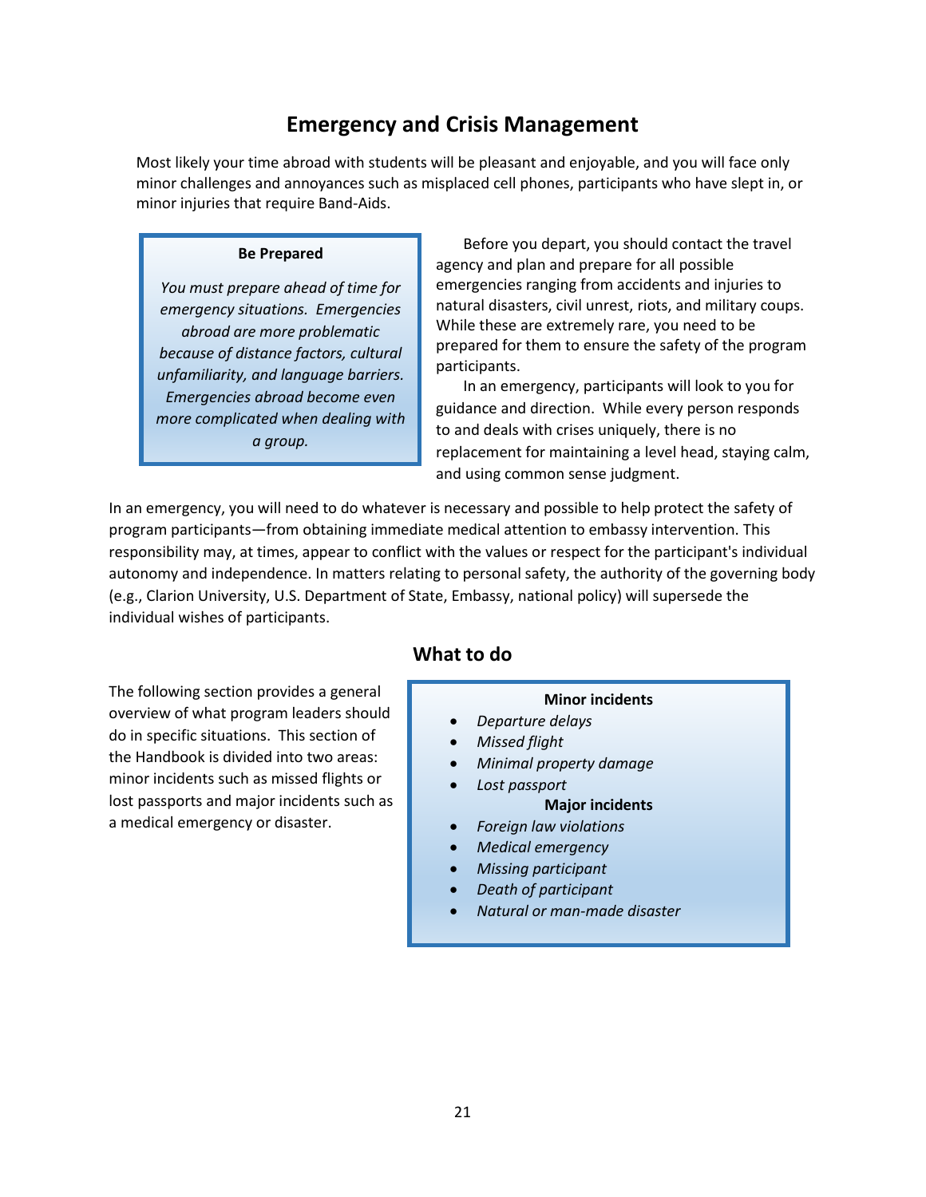# Emergency and Crisis Management

Most likely your time abroad with students will be pleasant and enjoyable, and you will face only minor challenges and annoyances such as misplaced cell phones, participants who have slept in, or minor injuries that require Band-Aids.

**Be Prepared**

*You must prepare ahead of time for emergency situations. Emergencies abroad are more problematic because of distance factors, cultural unfamiliarity, and language barriers. Emergencies abroad become even more complicated when dealing with a group.*

Before you depart, you should contact the travel agency and plan and prepare for all possible emergencies ranging from accidents and injuries to natural disasters, civil unrest, riots, and military coups. While these are extremely rare, you need to be prepared for them to ensure the safety of the program participants.

In an emergency, participants will look to you for guidance and direction. While every person responds to and deals with crises uniquely, there is no replacement for maintaining a level head, staying calm, and using common sense judgment.

In an emergency, you will need to do whatever is necessary and possible to help protect the safety of program participants—from obtaining immediate medical attention to embassy intervention. This responsibility may, at times, appear to conflict with the values or respect for the participant's individual autonomy and independence. In matters relating to personal safety, the authority of the governing body (e.g., Clarion University, U.S. Department of State, Embassy, national policy) will supersede the individual wishes of participants.

## What to do

The following section provides a general overview of what program leaders should do in specific situations. This section of the Handbook is divided into two areas: minor incidents such as missed flights or lost passports and major incidents such as a medical emergency or disaster.

**Minor incidents**

- *Departure delays*
- *Missed flight*
- *Minimal property damage*
- *Lost passport*

**Major incidents**

- *Foreign law violations*
- *Medical emergency*
- *Missing participant*
- *Death of participant*
- *Natural or man-made disaster*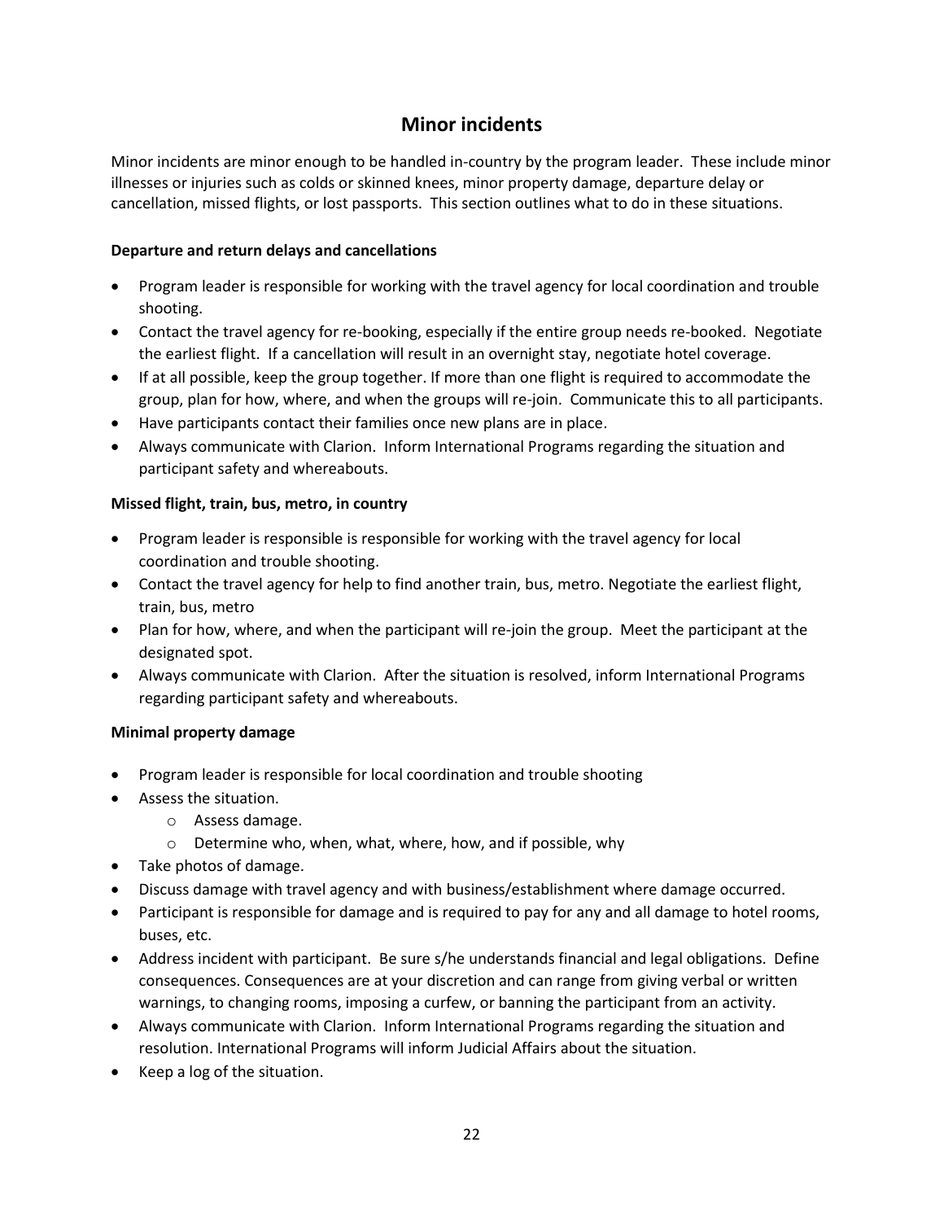## Minor incidents

Minor incidents are minor enough to be handled in-country by the program leader. These include minor illnesses or injuries such as colds or skinned knees, minor property damage, departure delay or cancellation, missed flights, or lost passports. This section outlines what to do in these situations.

**Departure and return delays and cancellations**

- Program leader is responsible for working with the travel agency for local coordination and trouble shooting.
- Contact the travel agency for re-booking, especially if the entire group needs re-booked. Negotiate the earliest flight. If a cancellation will result in an overnight stay, negotiate hotel coverage.
- If at all possible, keep the group together. If more than one flight is required to accommodate the group, plan for how, where, and when the groups will re-join. Communicate this to all participants.
- Have participants contact their families once new plans are in place.
- Always communicate with Clarion. Inform International Programs regarding the situation and participant safety and whereabouts.

**Missed flight, train, bus, metro, in country**

- Program leader is responsible is responsible for working with the travel agency for local coordination and trouble shooting.
- Contact the travel agency for help to find another train, bus, metro. Negotiate the earliest flight, train, bus, metro
- Plan for how, where, and when the participant will re-join the group. Meet the participant at the designated spot.
- Always communicate with Clarion. After the situation is resolved, inform International Programs regarding participant safety and whereabouts.

**Minimal property damage**

- Program leader is responsible for local coordination and trouble shooting
- Assess the situation.
    - Assess damage.
    - Determine who, when, what, where, how, and if possible, why
- Take photos of damage.
- Discuss damage with travel agency and with business/establishment where damage occurred.
- Participant is responsible for damage and is required to pay for any and all damage to hotel rooms, buses, etc.
- Address incident with participant. Be sure s/he understands financial and legal obligations. Define consequences. Consequences are at your discretion and can range from giving verbal or written warnings, to changing rooms, imposing a curfew, or banning the participant from an activity.
- Always communicate with Clarion. Inform International Programs regarding the situation and resolution. International Programs will inform Judicial Affairs about the situation.
- Keep a log of the situation.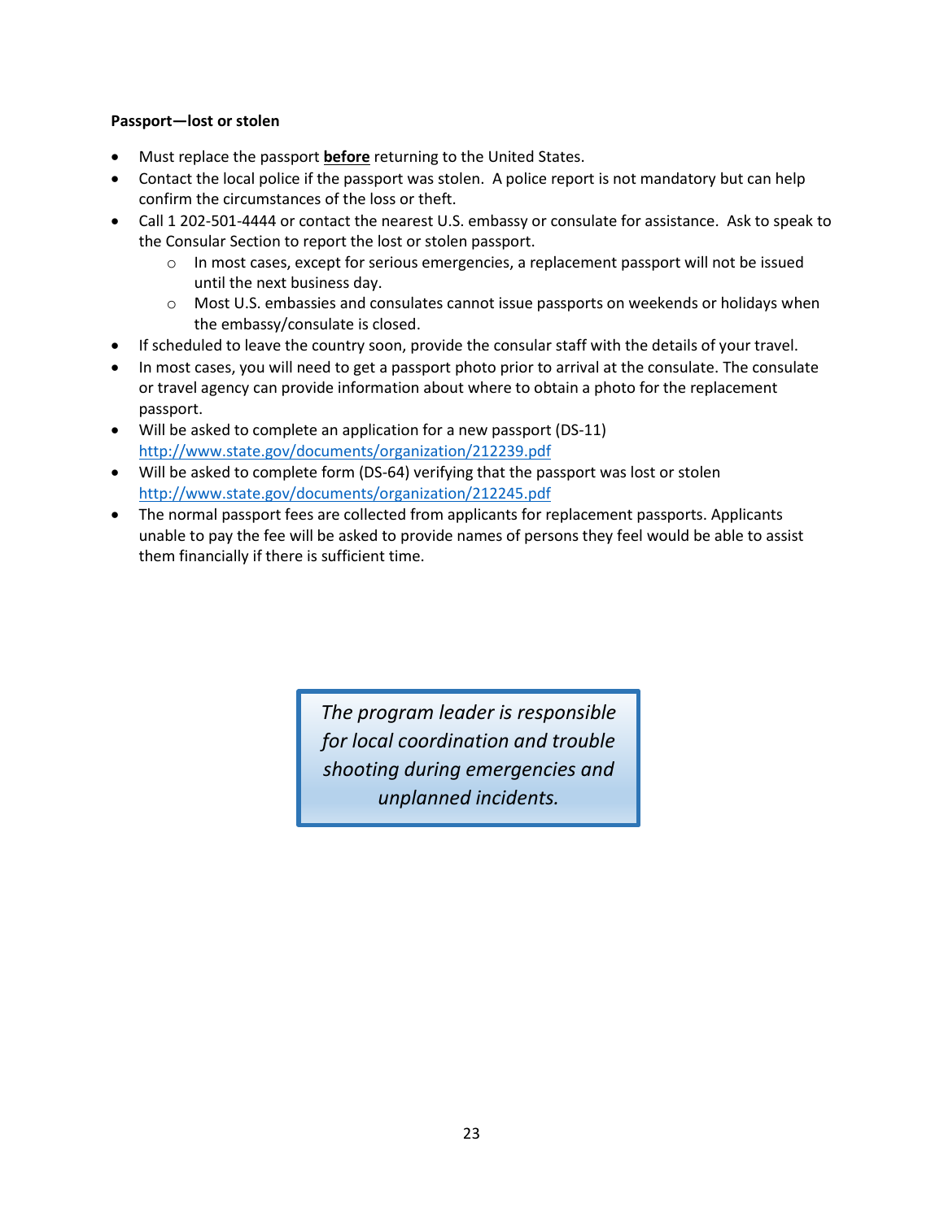**Passport—lost or stolen**

- Must replace the passport **before** returning to the United States.
- Contact the local police if the passport was stolen. A police report is not mandatory but can help confirm the circumstances of the loss or theft.
- Call 1 202-501-4444 or contact the nearest U.S. embassy or consulate for assistance. Ask to speak to the Consular Section to report the lost or stolen passport.
  - In most cases, except for serious emergencies, a replacement passport will not be issued until the next business day.
  - Most U.S. embassies and consulates cannot issue passports on weekends or holidays when the embassy/consulate is closed.
- If scheduled to leave the country soon, provide the consular staff with the details of your travel.
- In most cases, you will need to get a passport photo prior to arrival at the consulate. The consulate or travel agency can provide information about where to obtain a photo for the replacement passport.
- Will be asked to complete an application for a new passport (DS-11) [http://www.state.gov/documents/organization/212239.pdf](http://www.state.gov/documents/organization/212239.pdf)
- Will be asked to complete form (DS-64) verifying that the passport was lost or stolen [http://www.state.gov/documents/organization/212245.pdf](http://www.state.gov/documents/organization/212245.pdf)
- The normal passport fees are collected from applicants for replacement passports. Applicants unable to pay the fee will be asked to provide names of persons they feel would be able to assist them financially if there is sufficient time.

> *The program leader is responsible for local coordination and trouble shooting during emergencies and unplanned incidents.*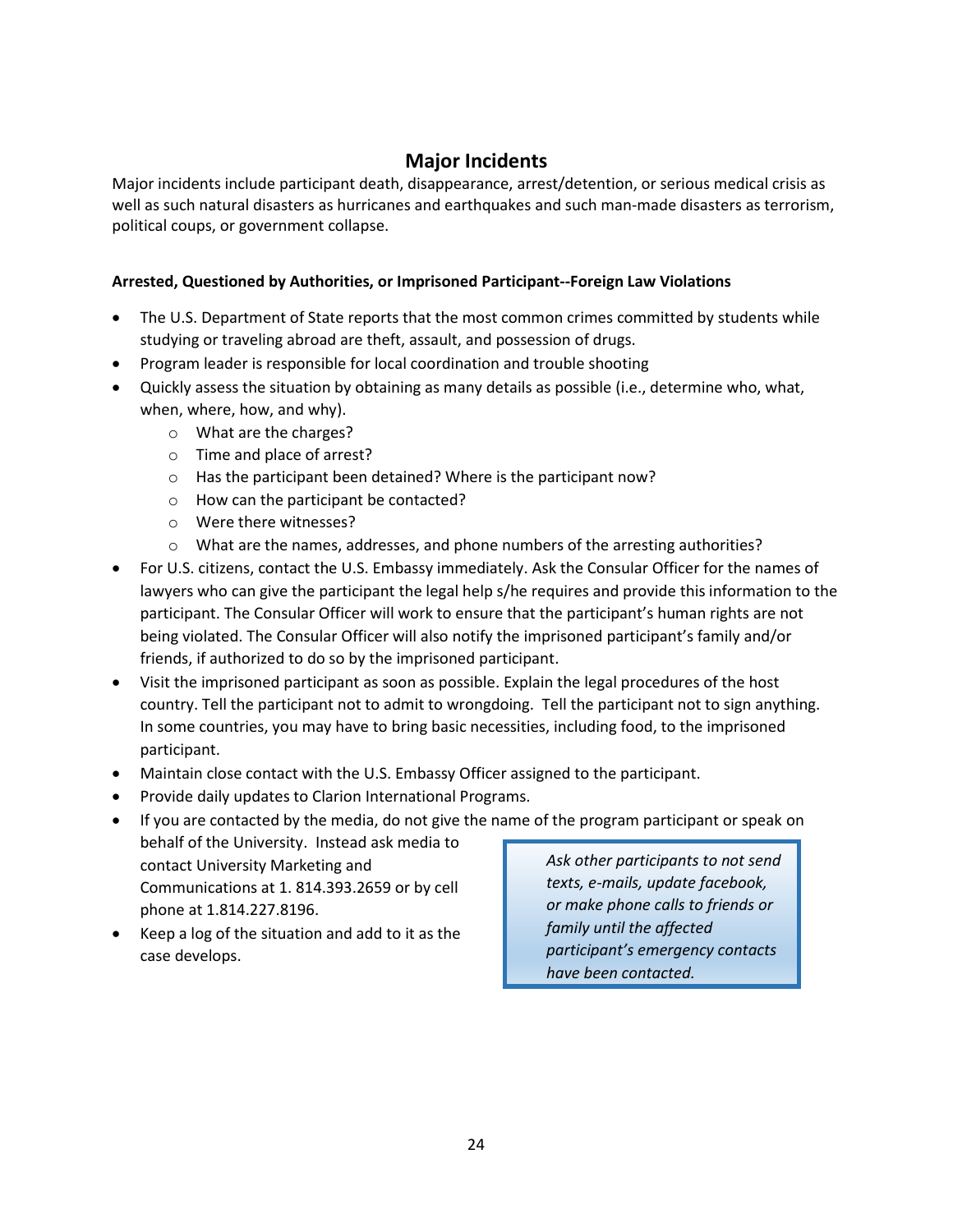## Major Incidents

Major incidents include participant death, disappearance, arrest/detention, or serious medical crisis as well as such natural disasters as hurricanes and earthquakes and such man-made disasters as terrorism, political coups, or government collapse.

**Arrested, Questioned by Authorities, or Imprisoned Participant--Foreign Law Violations**

- The U.S. Department of State reports that the most common crimes committed by students while studying or traveling abroad are theft, assault, and possession of drugs.
- Program leader is responsible for local coordination and trouble shooting
- Quickly assess the situation by obtaining as many details as possible (i.e., determine who, what, when, where, how, and why).
  - What are the charges?
  - Time and place of arrest?
  - Has the participant been detained? Where is the participant now?
  - How can the participant be contacted?
  - Were there witnesses?
  - What are the names, addresses, and phone numbers of the arresting authorities?
- For U.S. citizens, contact the U.S. Embassy immediately. Ask the Consular Officer for the names of lawyers who can give the participant the legal help s/he requires and provide this information to the participant. The Consular Officer will work to ensure that the participant's human rights are not being violated. The Consular Officer will also notify the imprisoned participant's family and/or friends, if authorized to do so by the imprisoned participant.
- Visit the imprisoned participant as soon as possible. Explain the legal procedures of the host country. Tell the participant not to admit to wrongdoing. Tell the participant not to sign anything. In some countries, you may have to bring basic necessities, including food, to the imprisoned participant.
- Maintain close contact with the U.S. Embassy Officer assigned to the participant.
- Provide daily updates to Clarion International Programs.
- If you are contacted by the media, do not give the name of the program participant or speak on behalf of the University. Instead ask media to contact University Marketing and Communications at 1. 814.393.2659 or by cell phone at 1.814.227.8196.
- Keep a log of the situation and add to it as the case develops.

*Ask other participants to not send texts, e-mails, update facebook, or make phone calls to friends or family until the affected participant's emergency contacts have been contacted.*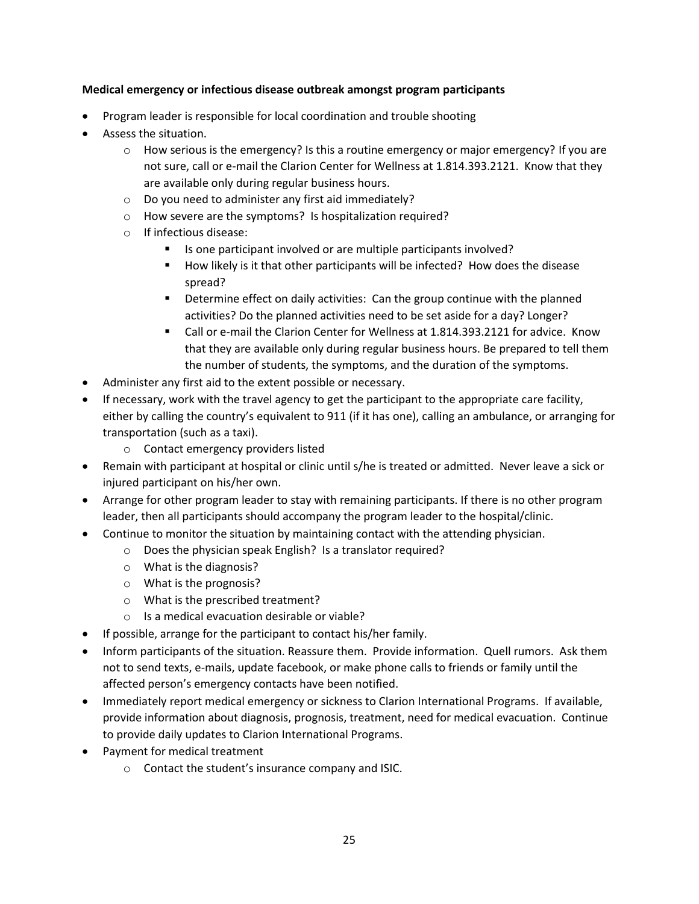**Medical emergency or infectious disease outbreak amongst program participants**

- Program leader is responsible for local coordination and trouble shooting
- Assess the situation.
  - How serious is the emergency? Is this a routine emergency or major emergency? If you are not sure, call or e-mail the Clarion Center for Wellness at 1.814.393.2121. Know that they are available only during regular business hours.
  - Do you need to administer any first aid immediately?
  - How severe are the symptoms? Is hospitalization required?
  - If infectious disease:
    - Is one participant involved or are multiple participants involved?
    - How likely is it that other participants will be infected? How does the disease spread?
    - Determine effect on daily activities: Can the group continue with the planned activities? Do the planned activities need to be set aside for a day? Longer?
    - Call or e-mail the Clarion Center for Wellness at 1.814.393.2121 for advice. Know that they are available only during regular business hours. Be prepared to tell them the number of students, the symptoms, and the duration of the symptoms.
- Administer any first aid to the extent possible or necessary.
- If necessary, work with the travel agency to get the participant to the appropriate care facility, either by calling the country's equivalent to 911 (if it has one), calling an ambulance, or arranging for transportation (such as a taxi).
  - Contact emergency providers listed
- Remain with participant at hospital or clinic until s/he is treated or admitted. Never leave a sick or injured participant on his/her own.
- Arrange for other program leader to stay with remaining participants. If there is no other program leader, then all participants should accompany the program leader to the hospital/clinic.
- Continue to monitor the situation by maintaining contact with the attending physician.
  - Does the physician speak English? Is a translator required?
  - What is the diagnosis?
  - What is the prognosis?
  - What is the prescribed treatment?
  - Is a medical evacuation desirable or viable?
- If possible, arrange for the participant to contact his/her family.
- Inform participants of the situation. Reassure them. Provide information. Quell rumors. Ask them not to send texts, e-mails, update facebook, or make phone calls to friends or family until the affected person's emergency contacts have been notified.
- Immediately report medical emergency or sickness to Clarion International Programs. If available, provide information about diagnosis, prognosis, treatment, need for medical evacuation. Continue to provide daily updates to Clarion International Programs.
- Payment for medical treatment
  - Contact the student's insurance company and ISIC.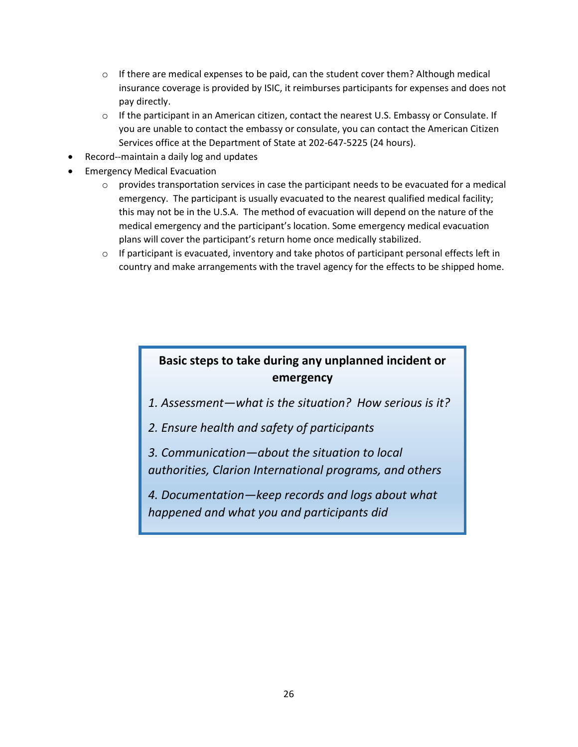- If there are medical expenses to be paid, can the student cover them? Although medical insurance coverage is provided by ISIC, it reimburses participants for expenses and does not pay directly.
  - If the participant in an American citizen, contact the nearest U.S. Embassy or Consulate. If you are unable to contact the embassy or consulate, you can contact the American Citizen Services office at the Department of State at 202-647-5225 (24 hours).
- Record--maintain a daily log and updates
- Emergency Medical Evacuation
  - provides transportation services in case the participant needs to be evacuated for a medical emergency. The participant is usually evacuated to the nearest qualified medical facility; this may not be in the U.S.A. The method of evacuation will depend on the nature of the medical emergency and the participant's location. Some emergency medical evacuation plans will cover the participant's return home once medically stabilized.
  - If participant is evacuated, inventory and take photos of participant personal effects left in country and make arrangements with the travel agency for the effects to be shipped home.

**Basic steps to take during any unplanned incident or emergency**

*1. Assessment—what is the situation? How serious is it?*

*2. Ensure health and safety of participants*

*3. Communication—about the situation to local authorities, Clarion International programs, and others*

*4. Documentation—keep records and logs about what happened and what you and participants did*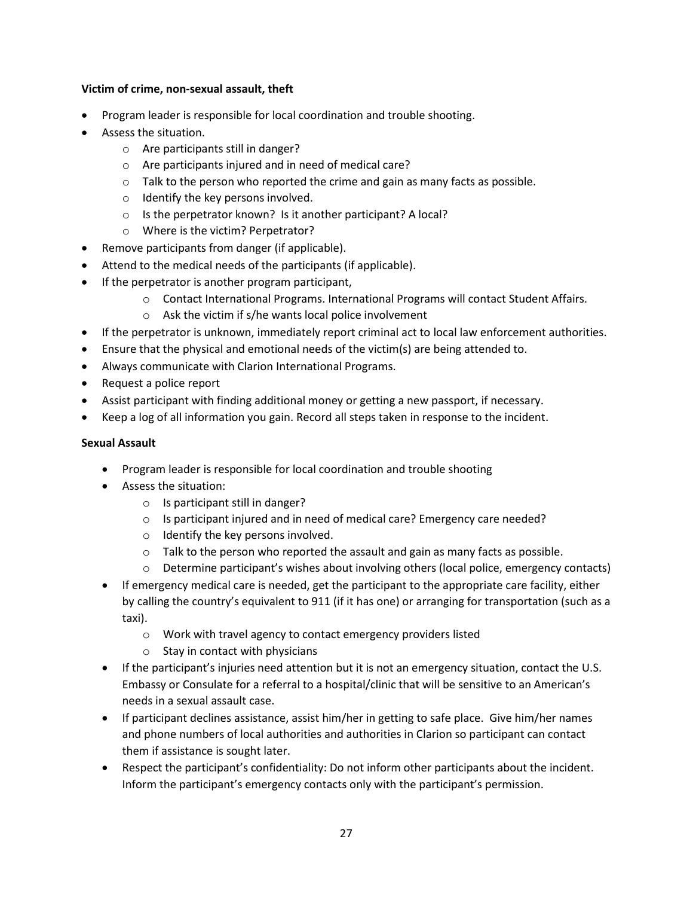**Victim of crime, non-sexual assault, theft**

- Program leader is responsible for local coordination and trouble shooting.
- Assess the situation.
  - Are participants still in danger?
  - Are participants injured and in need of medical care?
  - Talk to the person who reported the crime and gain as many facts as possible.
  - Identify the key persons involved.
  - Is the perpetrator known? Is it another participant? A local?
  - Where is the victim? Perpetrator?
- Remove participants from danger (if applicable).
- Attend to the medical needs of the participants (if applicable).
- If the perpetrator is another program participant,
  - Contact International Programs. International Programs will contact Student Affairs.
  - Ask the victim if s/he wants local police involvement
- If the perpetrator is unknown, immediately report criminal act to local law enforcement authorities.
- Ensure that the physical and emotional needs of the victim(s) are being attended to.
- Always communicate with Clarion International Programs.
- Request a police report
- Assist participant with finding additional money or getting a new passport, if necessary.
- Keep a log of all information you gain. Record all steps taken in response to the incident.

**Sexual Assault**

- Program leader is responsible for local coordination and trouble shooting
- Assess the situation:
  - Is participant still in danger?
  - Is participant injured and in need of medical care? Emergency care needed?
  - Identify the key persons involved.
  - Talk to the person who reported the assault and gain as many facts as possible.
  - Determine participant's wishes about involving others (local police, emergency contacts)
- If emergency medical care is needed, get the participant to the appropriate care facility, either by calling the country's equivalent to 911 (if it has one) or arranging for transportation (such as a taxi).
  - Work with travel agency to contact emergency providers listed
  - Stay in contact with physicians
- If the participant's injuries need attention but it is not an emergency situation, contact the U.S. Embassy or Consulate for a referral to a hospital/clinic that will be sensitive to an American's needs in a sexual assault case.
- If participant declines assistance, assist him/her in getting to safe place. Give him/her names and phone numbers of local authorities and authorities in Clarion so participant can contact them if assistance is sought later.
- Respect the participant's confidentiality: Do not inform other participants about the incident. Inform the participant's emergency contacts only with the participant's permission.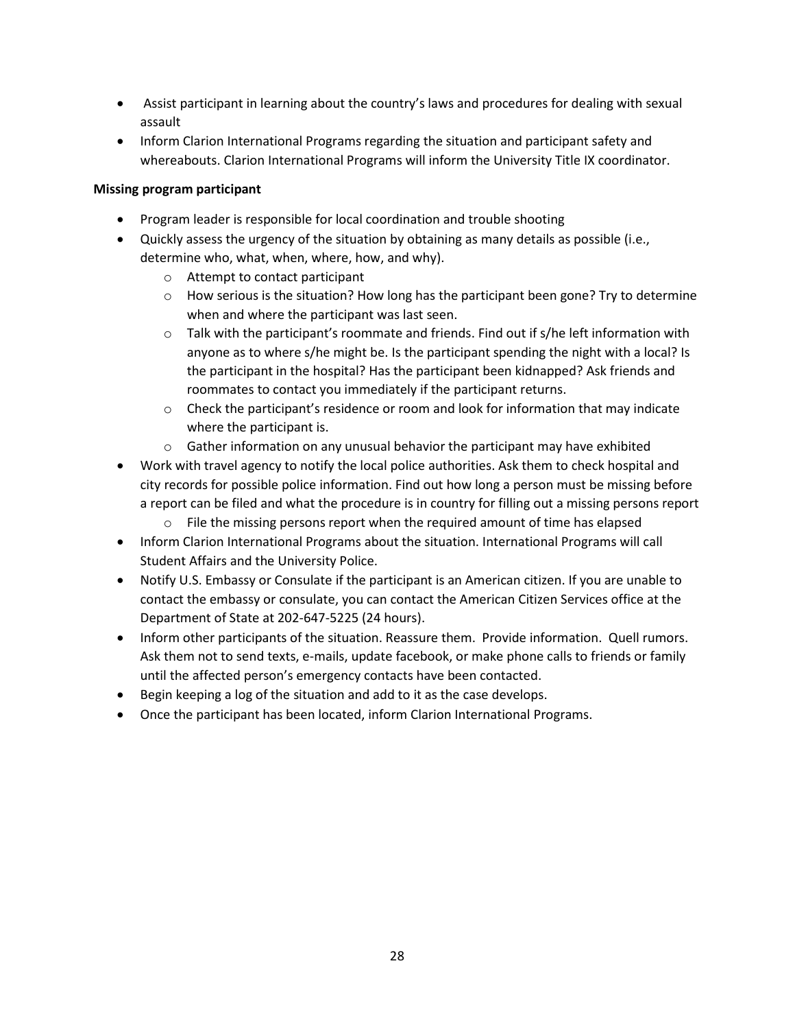- Assist participant in learning about the country's laws and procedures for dealing with sexual assault
- Inform Clarion International Programs regarding the situation and participant safety and whereabouts. Clarion International Programs will inform the University Title IX coordinator.

**Missing program participant**

- Program leader is responsible for local coordination and trouble shooting
- Quickly assess the urgency of the situation by obtaining as many details as possible (i.e., determine who, what, when, where, how, and why).
    - Attempt to contact participant
    - How serious is the situation? How long has the participant been gone? Try to determine when and where the participant was last seen.
    - Talk with the participant's roommate and friends. Find out if s/he left information with anyone as to where s/he might be. Is the participant spending the night with a local? Is the participant in the hospital? Has the participant been kidnapped? Ask friends and roommates to contact you immediately if the participant returns.
    - Check the participant's residence or room and look for information that may indicate where the participant is.
    - Gather information on any unusual behavior the participant may have exhibited
- Work with travel agency to notify the local police authorities. Ask them to check hospital and city records for possible police information. Find out how long a person must be missing before a report can be filed and what the procedure is in country for filling out a missing persons report
    - File the missing persons report when the required amount of time has elapsed
- Inform Clarion International Programs about the situation. International Programs will call Student Affairs and the University Police.
- Notify U.S. Embassy or Consulate if the participant is an American citizen. If you are unable to contact the embassy or consulate, you can contact the American Citizen Services office at the Department of State at 202-647-5225 (24 hours).
- Inform other participants of the situation. Reassure them. Provide information. Quell rumors. Ask them not to send texts, e-mails, update facebook, or make phone calls to friends or family until the affected person's emergency contacts have been contacted.
- Begin keeping a log of the situation and add to it as the case develops.
- Once the participant has been located, inform Clarion International Programs.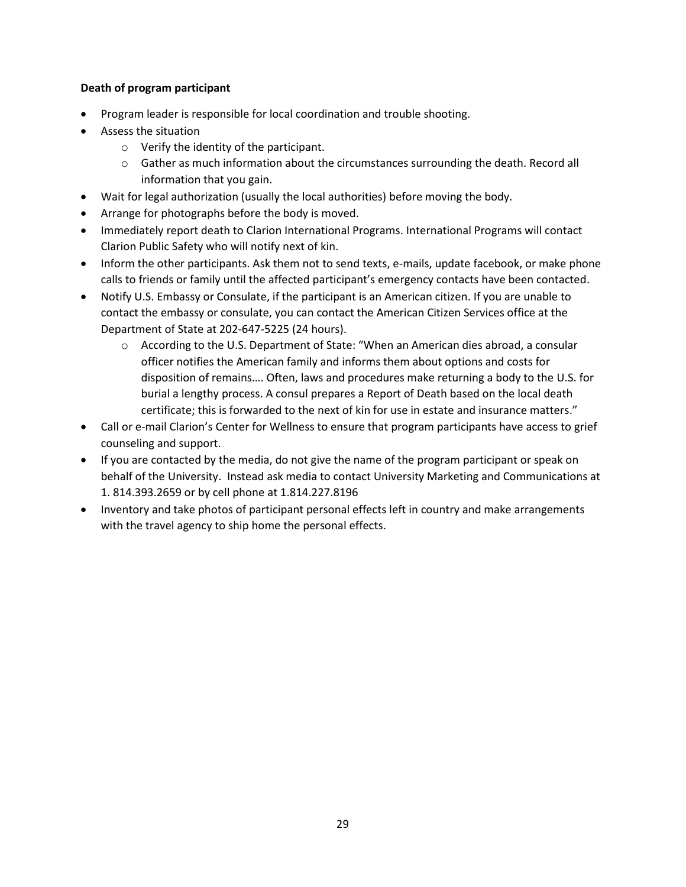**Death of program participant**

- Program leader is responsible for local coordination and trouble shooting.
- Assess the situation
  - Verify the identity of the participant.
  - Gather as much information about the circumstances surrounding the death. Record all information that you gain.
- Wait for legal authorization (usually the local authorities) before moving the body.
- Arrange for photographs before the body is moved.
- Immediately report death to Clarion International Programs. International Programs will contact Clarion Public Safety who will notify next of kin.
- Inform the other participants. Ask them not to send texts, e-mails, update facebook, or make phone calls to friends or family until the affected participant's emergency contacts have been contacted.
- Notify U.S. Embassy or Consulate, if the participant is an American citizen. If you are unable to contact the embassy or consulate, you can contact the American Citizen Services office at the Department of State at 202-647-5225 (24 hours).
  - According to the U.S. Department of State: "When an American dies abroad, a consular officer notifies the American family and informs them about options and costs for disposition of remains…. Often, laws and procedures make returning a body to the U.S. for burial a lengthy process. A consul prepares a Report of Death based on the local death certificate; this is forwarded to the next of kin for use in estate and insurance matters."
- Call or e-mail Clarion's Center for Wellness to ensure that program participants have access to grief counseling and support.
- If you are contacted by the media, do not give the name of the program participant or speak on behalf of the University. Instead ask media to contact University Marketing and Communications at 1. 814.393.2659 or by cell phone at 1.814.227.8196
- Inventory and take photos of participant personal effects left in country and make arrangements with the travel agency to ship home the personal effects.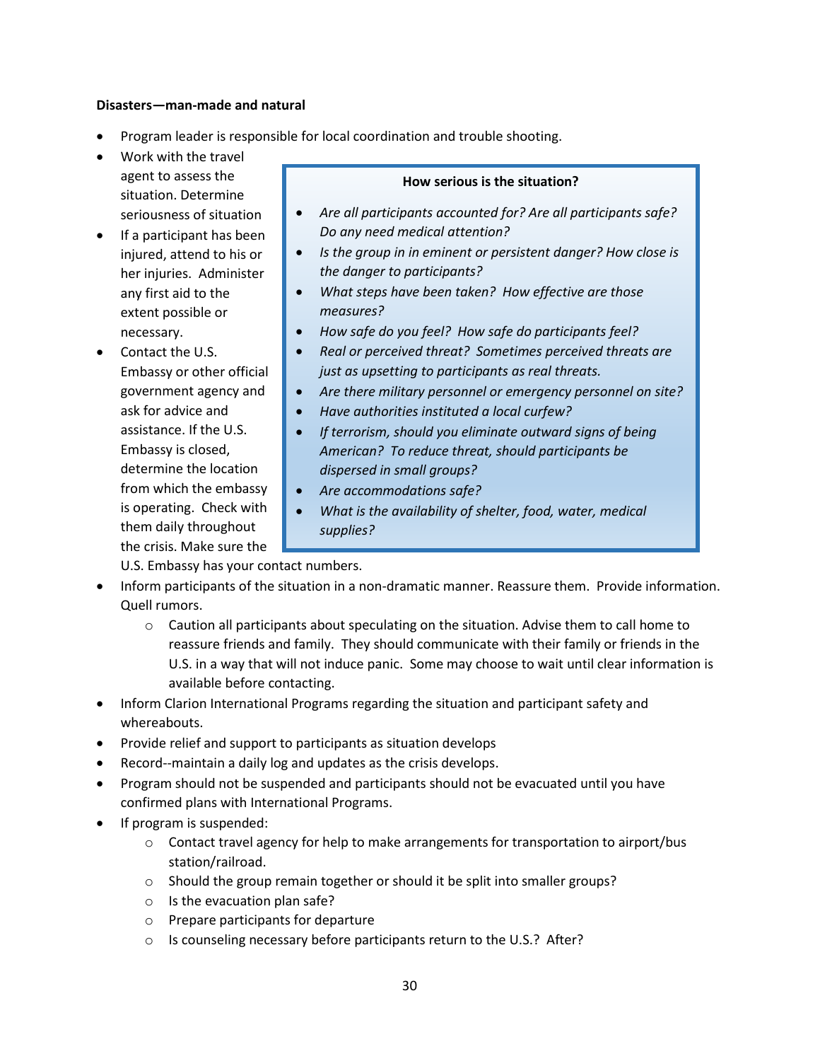**Disasters—man-made and natural**

- Program leader is responsible for local coordination and trouble shooting.
- Work with the travel agent to assess the situation. Determine seriousness of situation
- If a participant has been injured, attend to his or her injuries. Administer any first aid to the extent possible or necessary.
- Contact the U.S. Embassy or other official government agency and ask for advice and assistance. If the U.S. Embassy is closed, determine the location from which the embassy is operating. Check with them daily throughout the crisis. Make sure the U.S. Embassy has your contact numbers.

> **How serious is the situation?**
>
> - *Are all participants accounted for? Are all participants safe? Do any need medical attention?*
> - *Is the group in in eminent or persistent danger? How close is the danger to participants?*
> - *What steps have been taken? How effective are those measures?*
> - *How safe do you feel? How safe do participants feel?*
> - *Real or perceived threat? Sometimes perceived threats are just as upsetting to participants as real threats.*
> - *Are there military personnel or emergency personnel on site?*
> - *Have authorities instituted a local curfew?*
> - *If terrorism, should you eliminate outward signs of being American? To reduce threat, should participants be dispersed in small groups?*
> - *Are accommodations safe?*
> - *What is the availability of shelter, food, water, medical supplies?*

- Inform participants of the situation in a non-dramatic manner. Reassure them. Provide information. Quell rumors.
  - Caution all participants about speculating on the situation. Advise them to call home to reassure friends and family. They should communicate with their family or friends in the U.S. in a way that will not induce panic. Some may choose to wait until clear information is available before contacting.
- Inform Clarion International Programs regarding the situation and participant safety and whereabouts.
- Provide relief and support to participants as situation develops
- Record--maintain a daily log and updates as the crisis develops.
- Program should not be suspended and participants should not be evacuated until you have confirmed plans with International Programs.
- If program is suspended:
  - Contact travel agency for help to make arrangements for transportation to airport/bus station/railroad.
  - Should the group remain together or should it be split into smaller groups?
  - Is the evacuation plan safe?
  - Prepare participants for departure
  - Is counseling necessary before participants return to the U.S.? After?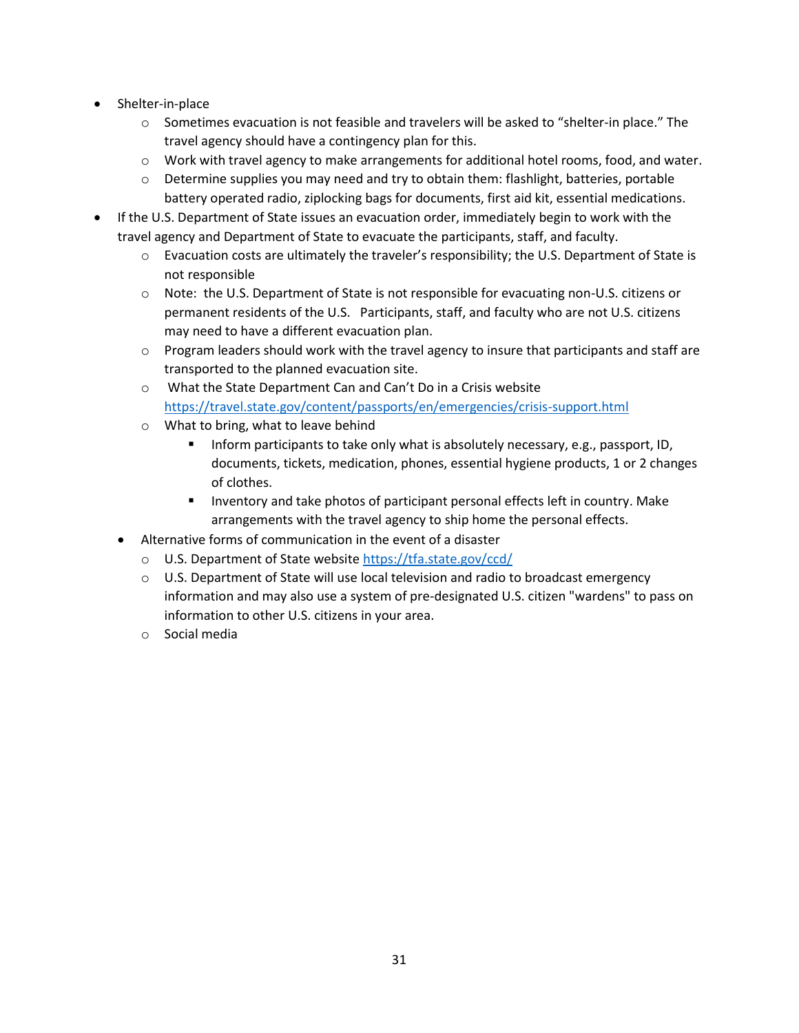- Shelter-in-place
  - Sometimes evacuation is not feasible and travelers will be asked to "shelter-in place." The travel agency should have a contingency plan for this.
  - Work with travel agency to make arrangements for additional hotel rooms, food, and water.
  - Determine supplies you may need and try to obtain them: flashlight, batteries, portable battery operated radio, ziplocking bags for documents, first aid kit, essential medications.
- If the U.S. Department of State issues an evacuation order, immediately begin to work with the travel agency and Department of State to evacuate the participants, staff, and faculty.
  - Evacuation costs are ultimately the traveler's responsibility; the U.S. Department of State is not responsible
  - Note: the U.S. Department of State is not responsible for evacuating non-U.S. citizens or permanent residents of the U.S. Participants, staff, and faculty who are not U.S. citizens may need to have a different evacuation plan.
  - Program leaders should work with the travel agency to insure that participants and staff are transported to the planned evacuation site.
  - What the State Department Can and Can't Do in a Crisis website https://travel.state.gov/content/passports/en/emergencies/crisis-support.html
  - What to bring, what to leave behind
    - Inform participants to take only what is absolutely necessary, e.g., passport, ID, documents, tickets, medication, phones, essential hygiene products, 1 or 2 changes of clothes.
    - Inventory and take photos of participant personal effects left in country. Make arrangements with the travel agency to ship home the personal effects.
- Alternative forms of communication in the event of a disaster
  - U.S. Department of State website https://tfa.state.gov/ccd/
  - U.S. Department of State will use local television and radio to broadcast emergency information and may also use a system of pre-designated U.S. citizen "wardens" to pass on information to other U.S. citizens in your area.
  - Social media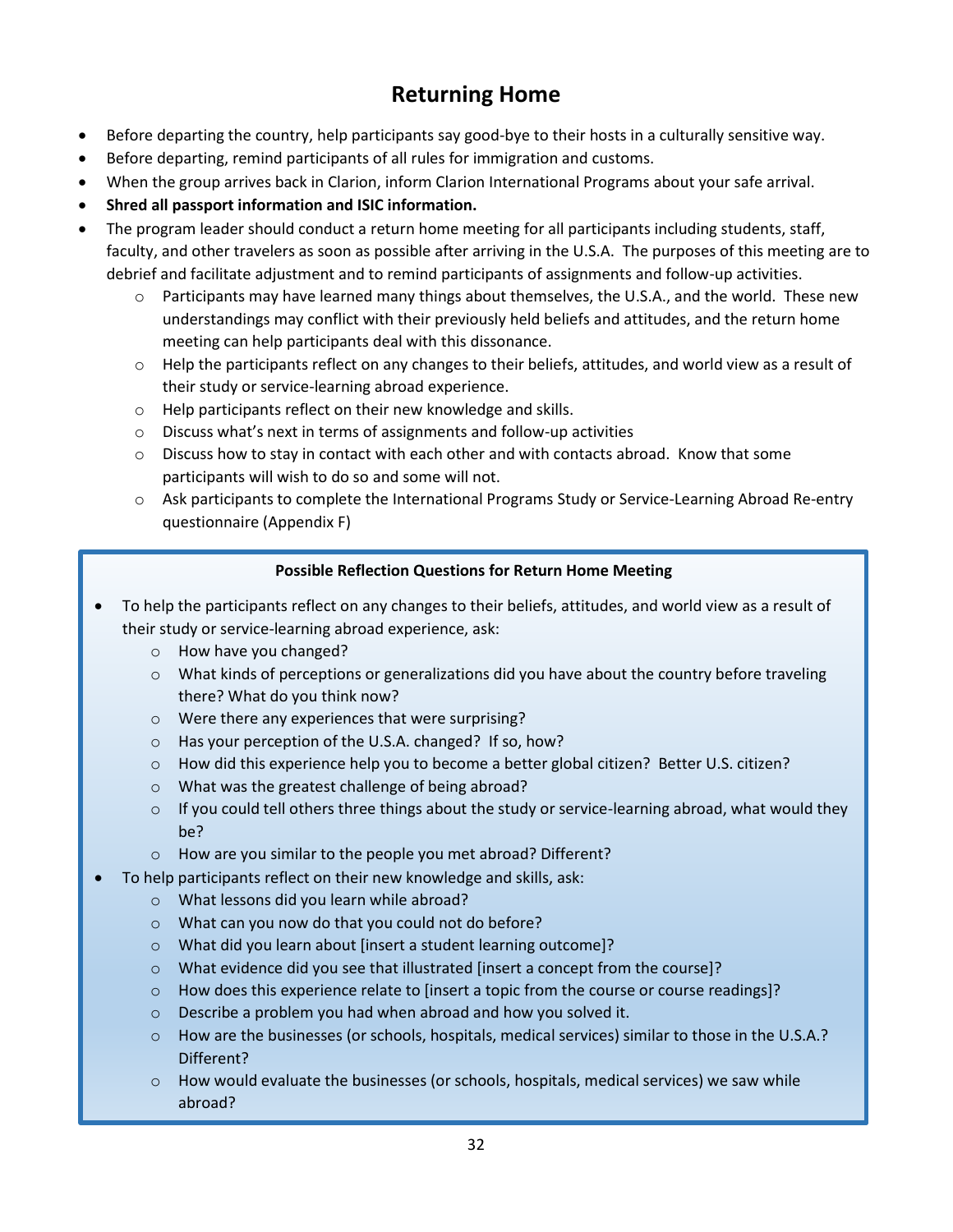# Returning Home

- Before departing the country, help participants say good-bye to their hosts in a culturally sensitive way.
- Before departing, remind participants of all rules for immigration and customs.
- When the group arrives back in Clarion, inform Clarion International Programs about your safe arrival.
- **Shred all passport information and ISIC information.**
- The program leader should conduct a return home meeting for all participants including students, staff, faculty, and other travelers as soon as possible after arriving in the U.S.A. The purposes of this meeting are to debrief and facilitate adjustment and to remind participants of assignments and follow-up activities.
  - Participants may have learned many things about themselves, the U.S.A., and the world. These new understandings may conflict with their previously held beliefs and attitudes, and the return home meeting can help participants deal with this dissonance.
  - Help the participants reflect on any changes to their beliefs, attitudes, and world view as a result of their study or service-learning abroad experience.
  - Help participants reflect on their new knowledge and skills.
  - Discuss what's next in terms of assignments and follow-up activities
  - Discuss how to stay in contact with each other and with contacts abroad. Know that some participants will wish to do so and some will not.
  - Ask participants to complete the International Programs Study or Service-Learning Abroad Re-entry questionnaire (Appendix F)

**Possible Reflection Questions for Return Home Meeting**

- To help the participants reflect on any changes to their beliefs, attitudes, and world view as a result of their study or service-learning abroad experience, ask:
  - How have you changed?
  - What kinds of perceptions or generalizations did you have about the country before traveling there? What do you think now?
  - Were there any experiences that were surprising?
  - Has your perception of the U.S.A. changed? If so, how?
  - How did this experience help you to become a better global citizen? Better U.S. citizen?
  - What was the greatest challenge of being abroad?
  - If you could tell others three things about the study or service-learning abroad, what would they be?
  - How are you similar to the people you met abroad? Different?
- To help participants reflect on their new knowledge and skills, ask:
  - What lessons did you learn while abroad?
  - What can you now do that you could not do before?
  - What did you learn about [insert a student learning outcome]?
  - What evidence did you see that illustrated [insert a concept from the course]?
  - How does this experience relate to [insert a topic from the course or course readings]?
  - Describe a problem you had when abroad and how you solved it.
  - How are the businesses (or schools, hospitals, medical services) similar to those in the U.S.A.? Different?
  - How would evaluate the businesses (or schools, hospitals, medical services) we saw while abroad?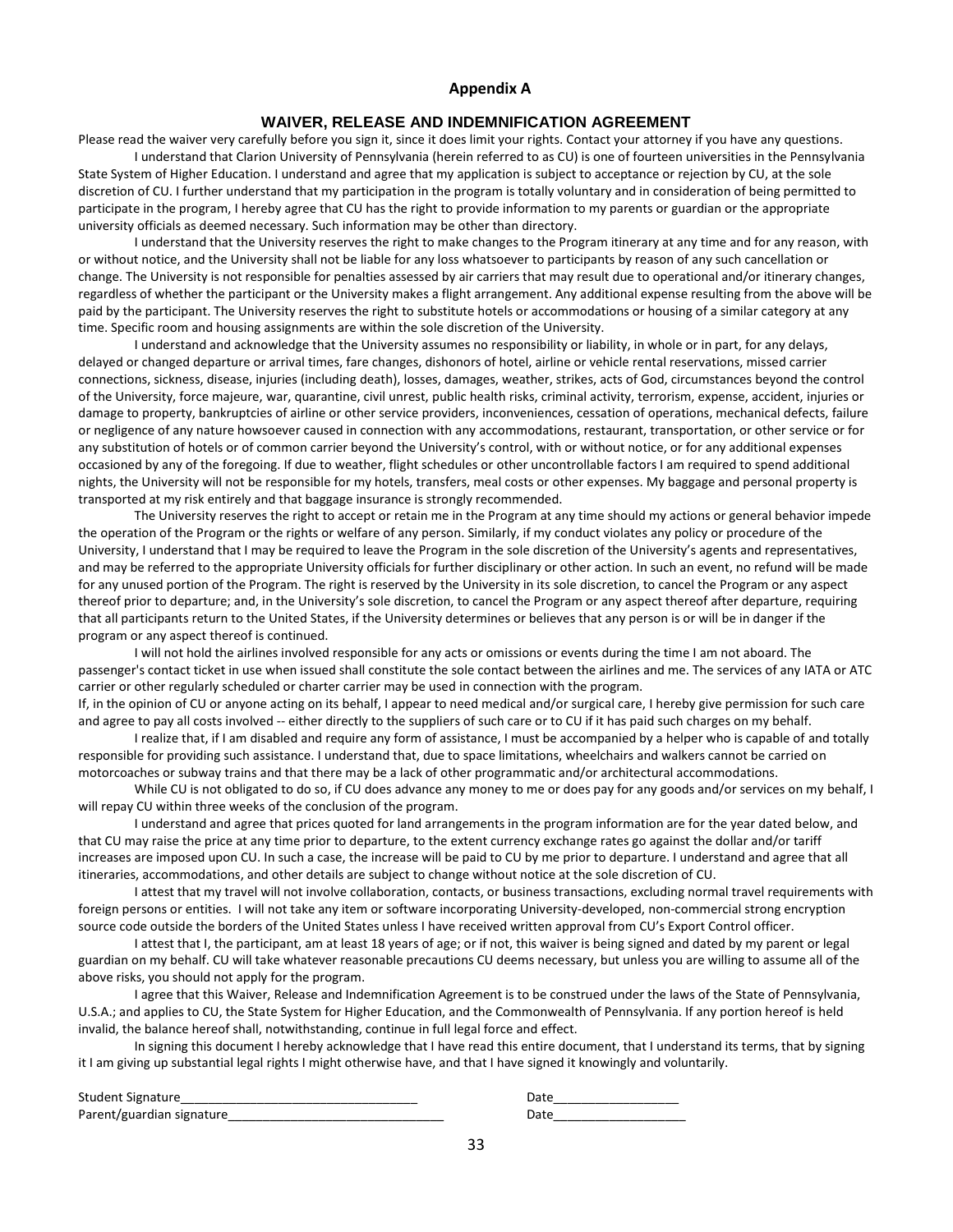## Appendix A

### WAIVER, RELEASE AND INDEMNIFICATION AGREEMENT

Please read the waiver very carefully before you sign it, since it does limit your rights. Contact your attorney if you have any questions.

I understand that Clarion University of Pennsylvania (herein referred to as CU) is one of fourteen universities in the Pennsylvania State System of Higher Education. I understand and agree that my application is subject to acceptance or rejection by CU, at the sole discretion of CU. I further understand that my participation in the program is totally voluntary and in consideration of being permitted to participate in the program, I hereby agree that CU has the right to provide information to my parents or guardian or the appropriate university officials as deemed necessary. Such information may be other than directory.

I understand that the University reserves the right to make changes to the Program itinerary at any time and for any reason, with or without notice, and the University shall not be liable for any loss whatsoever to participants by reason of any such cancellation or change. The University is not responsible for penalties assessed by air carriers that may result due to operational and/or itinerary changes, regardless of whether the participant or the University makes a flight arrangement. Any additional expense resulting from the above will be paid by the participant. The University reserves the right to substitute hotels or accommodations or housing of a similar category at any time. Specific room and housing assignments are within the sole discretion of the University.

I understand and acknowledge that the University assumes no responsibility or liability, in whole or in part, for any delays, delayed or changed departure or arrival times, fare changes, dishonors of hotel, airline or vehicle rental reservations, missed carrier connections, sickness, disease, injuries (including death), losses, damages, weather, strikes, acts of God, circumstances beyond the control of the University, force majeure, war, quarantine, civil unrest, public health risks, criminal activity, terrorism, expense, accident, injuries or damage to property, bankruptcies of airline or other service providers, inconveniences, cessation of operations, mechanical defects, failure or negligence of any nature howsoever caused in connection with any accommodations, restaurant, transportation, or other service or for any substitution of hotels or of common carrier beyond the University's control, with or without notice, or for any additional expenses occasioned by any of the foregoing. If due to weather, flight schedules or other uncontrollable factors I am required to spend additional nights, the University will not be responsible for my hotels, transfers, meal costs or other expenses. My baggage and personal property is transported at my risk entirely and that baggage insurance is strongly recommended.

The University reserves the right to accept or retain me in the Program at any time should my actions or general behavior impede the operation of the Program or the rights or welfare of any person. Similarly, if my conduct violates any policy or procedure of the University, I understand that I may be required to leave the Program in the sole discretion of the University's agents and representatives, and may be referred to the appropriate University officials for further disciplinary or other action. In such an event, no refund will be made for any unused portion of the Program. The right is reserved by the University in its sole discretion, to cancel the Program or any aspect thereof prior to departure; and, in the University's sole discretion, to cancel the Program or any aspect thereof after departure, requiring that all participants return to the United States, if the University determines or believes that any person is or will be in danger if the program or any aspect thereof is continued.

I will not hold the airlines involved responsible for any acts or omissions or events during the time I am not aboard. The passenger's contact ticket in use when issued shall constitute the sole contact between the airlines and me. The services of any IATA or ATC carrier or other regularly scheduled or charter carrier may be used in connection with the program.

If, in the opinion of CU or anyone acting on its behalf, I appear to need medical and/or surgical care, I hereby give permission for such care and agree to pay all costs involved -- either directly to the suppliers of such care or to CU if it has paid such charges on my behalf.

I realize that, if I am disabled and require any form of assistance, I must be accompanied by a helper who is capable of and totally responsible for providing such assistance. I understand that, due to space limitations, wheelchairs and walkers cannot be carried on motorcoaches or subway trains and that there may be a lack of other programmatic and/or architectural accommodations.

While CU is not obligated to do so, if CU does advance any money to me or does pay for any goods and/or services on my behalf, I will repay CU within three weeks of the conclusion of the program.

I understand and agree that prices quoted for land arrangements in the program information are for the year dated below, and that CU may raise the price at any time prior to departure, to the extent currency exchange rates go against the dollar and/or tariff increases are imposed upon CU. In such a case, the increase will be paid to CU by me prior to departure. I understand and agree that all itineraries, accommodations, and other details are subject to change without notice at the sole discretion of CU.

I attest that my travel will not involve collaboration, contacts, or business transactions, excluding normal travel requirements with foreign persons or entities. I will not take any item or software incorporating University-developed, non-commercial strong encryption source code outside the borders of the United States unless I have received written approval from CU's Export Control officer.

I attest that I, the participant, am at least 18 years of age; or if not, this waiver is being signed and dated by my parent or legal guardian on my behalf. CU will take whatever reasonable precautions CU deems necessary, but unless you are willing to assume all of the above risks, you should not apply for the program.

I agree that this Waiver, Release and Indemnification Agreement is to be construed under the laws of the State of Pennsylvania, U.S.A.; and applies to CU, the State System for Higher Education, and the Commonwealth of Pennsylvania. If any portion hereof is held invalid, the balance hereof shall, notwithstanding, continue in full legal force and effect.

In signing this document I hereby acknowledge that I have read this entire document, that I understand its terms, that by signing it I am giving up substantial legal rights I might otherwise have, and that I have signed it knowingly and voluntarily.

Student Signature_________________________________ Date_________________

Parent/guardian signature______________________________ Date__________________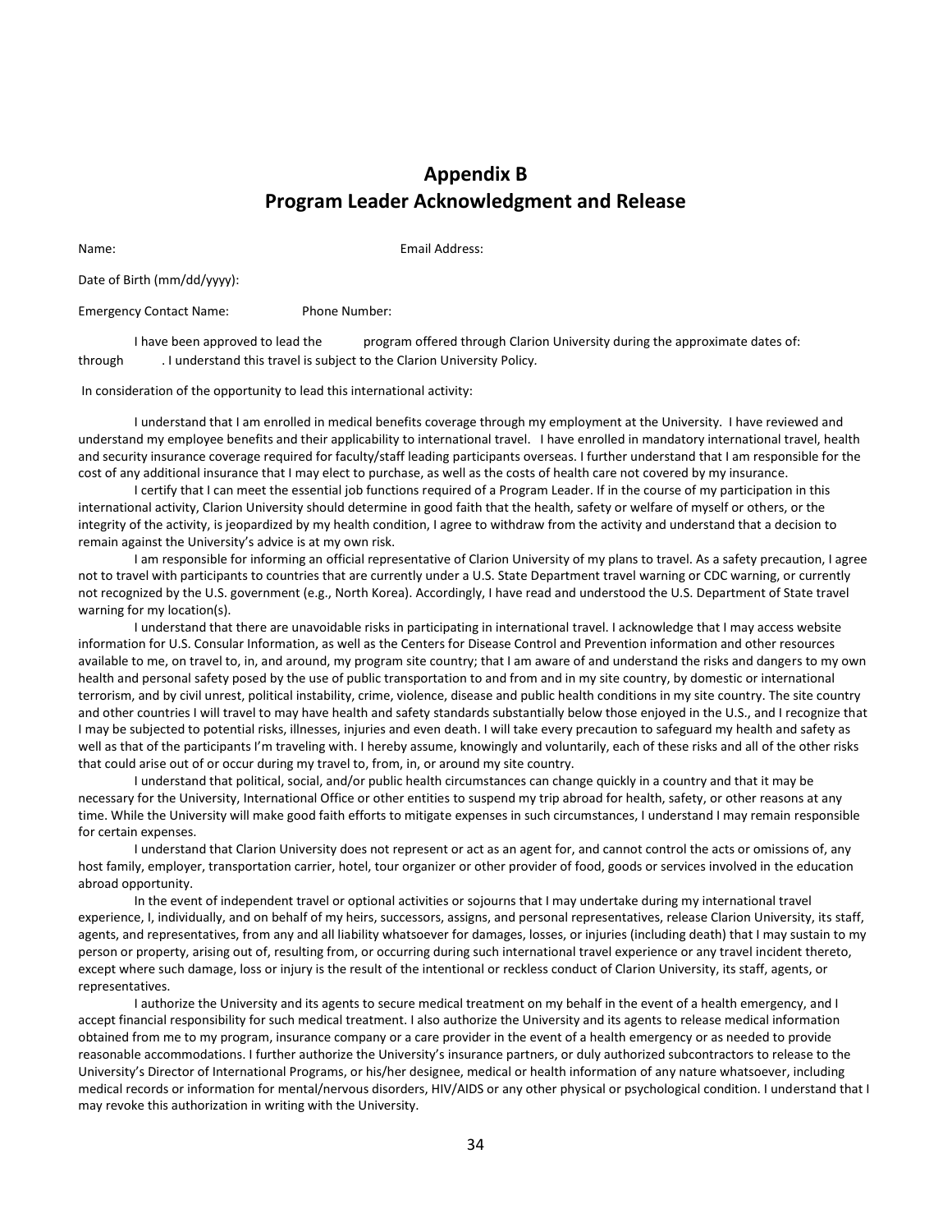# Appendix B
# Program Leader Acknowledgment and Release

Name: Email Address:

Date of Birth (mm/dd/yyyy):

Emergency Contact Name: Phone Number:

I have been approved to lead the program offered through Clarion University during the approximate dates of: through . I understand this travel is subject to the Clarion University Policy.

In consideration of the opportunity to lead this international activity:

I understand that I am enrolled in medical benefits coverage through my employment at the University. I have reviewed and understand my employee benefits and their applicability to international travel. I have enrolled in mandatory international travel, health and security insurance coverage required for faculty/staff leading participants overseas. I further understand that I am responsible for the cost of any additional insurance that I may elect to purchase, as well as the costs of health care not covered by my insurance.

I certify that I can meet the essential job functions required of a Program Leader. If in the course of my participation in this international activity, Clarion University should determine in good faith that the health, safety or welfare of myself or others, or the integrity of the activity, is jeopardized by my health condition, I agree to withdraw from the activity and understand that a decision to remain against the University's advice is at my own risk.

I am responsible for informing an official representative of Clarion University of my plans to travel. As a safety precaution, I agree not to travel with participants to countries that are currently under a U.S. State Department travel warning or CDC warning, or currently not recognized by the U.S. government (e.g., North Korea). Accordingly, I have read and understood the U.S. Department of State travel warning for my location(s).

I understand that there are unavoidable risks in participating in international travel. I acknowledge that I may access website information for U.S. Consular Information, as well as the Centers for Disease Control and Prevention information and other resources available to me, on travel to, in, and around, my program site country; that I am aware of and understand the risks and dangers to my own health and personal safety posed by the use of public transportation to and from and in my site country, by domestic or international terrorism, and by civil unrest, political instability, crime, violence, disease and public health conditions in my site country. The site country and other countries I will travel to may have health and safety standards substantially below those enjoyed in the U.S., and I recognize that I may be subjected to potential risks, illnesses, injuries and even death. I will take every precaution to safeguard my health and safety as well as that of the participants I'm traveling with. I hereby assume, knowingly and voluntarily, each of these risks and all of the other risks that could arise out of or occur during my travel to, from, in, or around my site country.

I understand that political, social, and/or public health circumstances can change quickly in a country and that it may be necessary for the University, International Office or other entities to suspend my trip abroad for health, safety, or other reasons at any time. While the University will make good faith efforts to mitigate expenses in such circumstances, I understand I may remain responsible for certain expenses.

I understand that Clarion University does not represent or act as an agent for, and cannot control the acts or omissions of, any host family, employer, transportation carrier, hotel, tour organizer or other provider of food, goods or services involved in the education abroad opportunity.

In the event of independent travel or optional activities or sojourns that I may undertake during my international travel experience, I, individually, and on behalf of my heirs, successors, assigns, and personal representatives, release Clarion University, its staff, agents, and representatives, from any and all liability whatsoever for damages, losses, or injuries (including death) that I may sustain to my person or property, arising out of, resulting from, or occurring during such international travel experience or any travel incident thereto, except where such damage, loss or injury is the result of the intentional or reckless conduct of Clarion University, its staff, agents, or representatives.

I authorize the University and its agents to secure medical treatment on my behalf in the event of a health emergency, and I accept financial responsibility for such medical treatment. I also authorize the University and its agents to release medical information obtained from me to my program, insurance company or a care provider in the event of a health emergency or as needed to provide reasonable accommodations. I further authorize the University's insurance partners, or duly authorized subcontractors to release to the University's Director of International Programs, or his/her designee, medical or health information of any nature whatsoever, including medical records or information for mental/nervous disorders, HIV/AIDS or any other physical or psychological condition. I understand that I may revoke this authorization in writing with the University.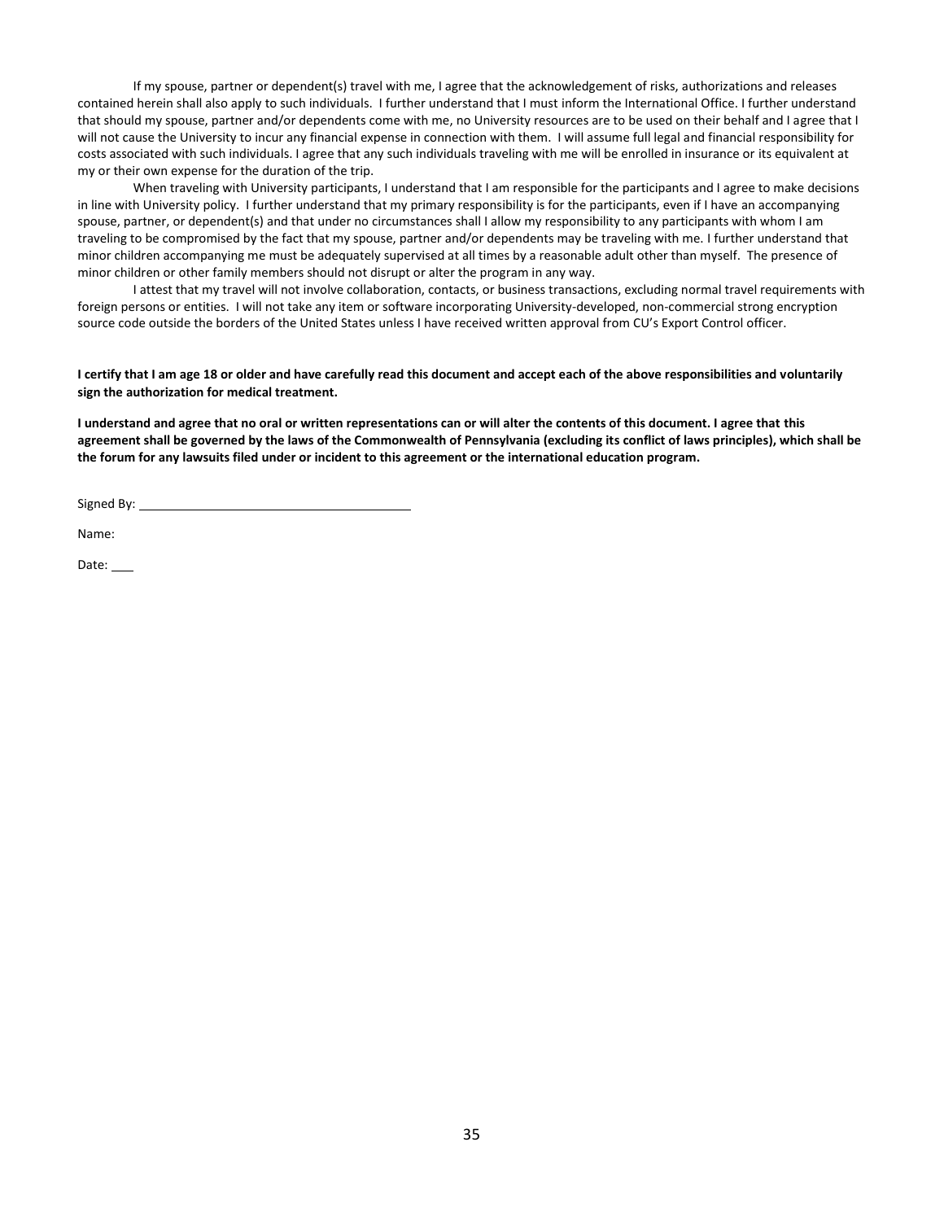If my spouse, partner or dependent(s) travel with me, I agree that the acknowledgement of risks, authorizations and releases contained herein shall also apply to such individuals. I further understand that I must inform the International Office. I further understand that should my spouse, partner and/or dependents come with me, no University resources are to be used on their behalf and I agree that I will not cause the University to incur any financial expense in connection with them. I will assume full legal and financial responsibility for costs associated with such individuals. I agree that any such individuals traveling with me will be enrolled in insurance or its equivalent at my or their own expense for the duration of the trip.

When traveling with University participants, I understand that I am responsible for the participants and I agree to make decisions in line with University policy. I further understand that my primary responsibility is for the participants, even if I have an accompanying spouse, partner, or dependent(s) and that under no circumstances shall I allow my responsibility to any participants with whom I am traveling to be compromised by the fact that my spouse, partner and/or dependents may be traveling with me. I further understand that minor children accompanying me must be adequately supervised at all times by a reasonable adult other than myself. The presence of minor children or other family members should not disrupt or alter the program in any way.

I attest that my travel will not involve collaboration, contacts, or business transactions, excluding normal travel requirements with foreign persons or entities. I will not take any item or software incorporating University-developed, non-commercial strong encryption source code outside the borders of the United States unless I have received written approval from CU's Export Control officer.

**I certify that I am age 18 or older and have carefully read this document and accept each of the above responsibilities and voluntarily sign the authorization for medical treatment.**

**I understand and agree that no oral or written representations can or will alter the contents of this document. I agree that this agreement shall be governed by the laws of the Commonwealth of Pennsylvania (excluding its conflict of laws principles), which shall be the forum for any lawsuits filed under or incident to this agreement or the international education program.**

Signed By: ________________________________________

Name:

Date: ___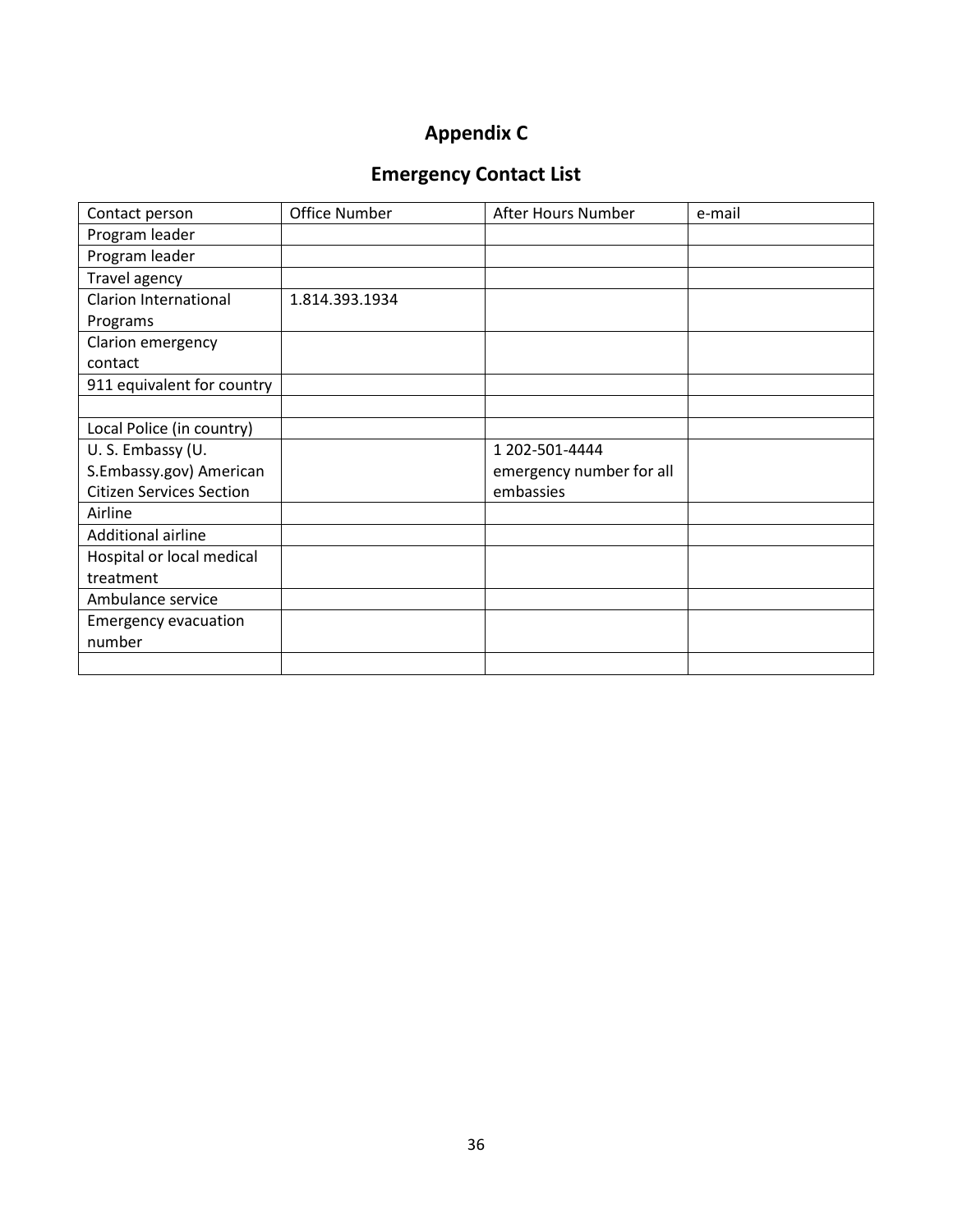# Appendix C

## Emergency Contact List

| Contact person | Office Number | After Hours Number | e-mail |
|---|---|---|---|
| Program leader | | | |
| Program leader | | | |
| Travel agency | | | |
| Clarion International Programs | 1.814.393.1934 | | |
| Clarion emergency contact | | | |
| 911 equivalent for country | | | |
| | | | |
| Local Police (in country) | | | |
| U. S. Embassy (U. S.Embassy.gov) American Citizen Services Section | | 1 202-501-4444 emergency number for all embassies | |
| Airline | | | |
| Additional airline | | | |
| Hospital or local medical treatment | | | |
| Ambulance service | | | |
| Emergency evacuation number | | | |
| | | | |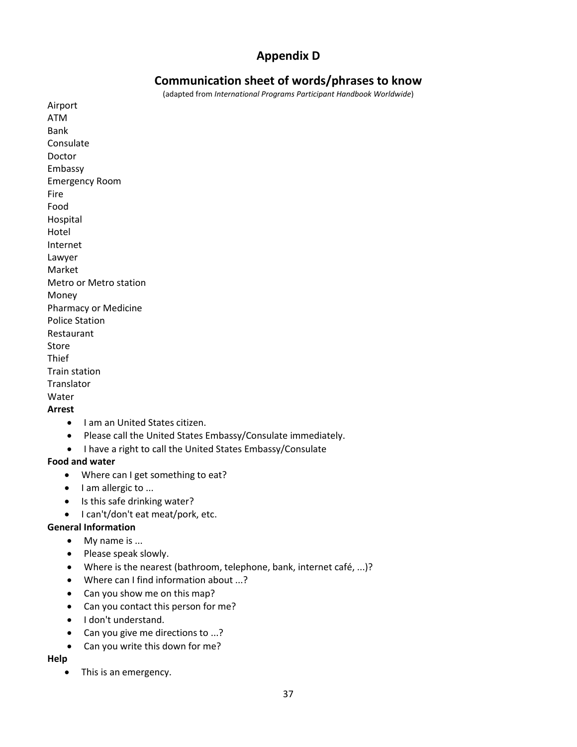# Appendix D

## Communication sheet of words/phrases to know

(adapted from *International Programs Participant Handbook Worldwide*)

Airport
ATM
Bank
Consulate
Doctor
Embassy
Emergency Room
Fire
Food
Hospital
Hotel
Internet
Lawyer
Market
Metro or Metro station
Money
Pharmacy or Medicine
Police Station
Restaurant
Store
Thief
Train station
Translator
Water

**Arrest**

- I am an United States citizen.
- Please call the United States Embassy/Consulate immediately.
- I have a right to call the United States Embassy/Consulate

**Food and water**

- Where can I get something to eat?
- I am allergic to ...
- Is this safe drinking water?
- I can't/don't eat meat/pork, etc.

**General Information**

- My name is ...
- Please speak slowly.
- Where is the nearest (bathroom, telephone, bank, internet café, ...)?
- Where can I find information about ...?
- Can you show me on this map?
- Can you contact this person for me?
- I don't understand.
- Can you give me directions to ...?
- Can you write this down for me?

**Help**

- This is an emergency.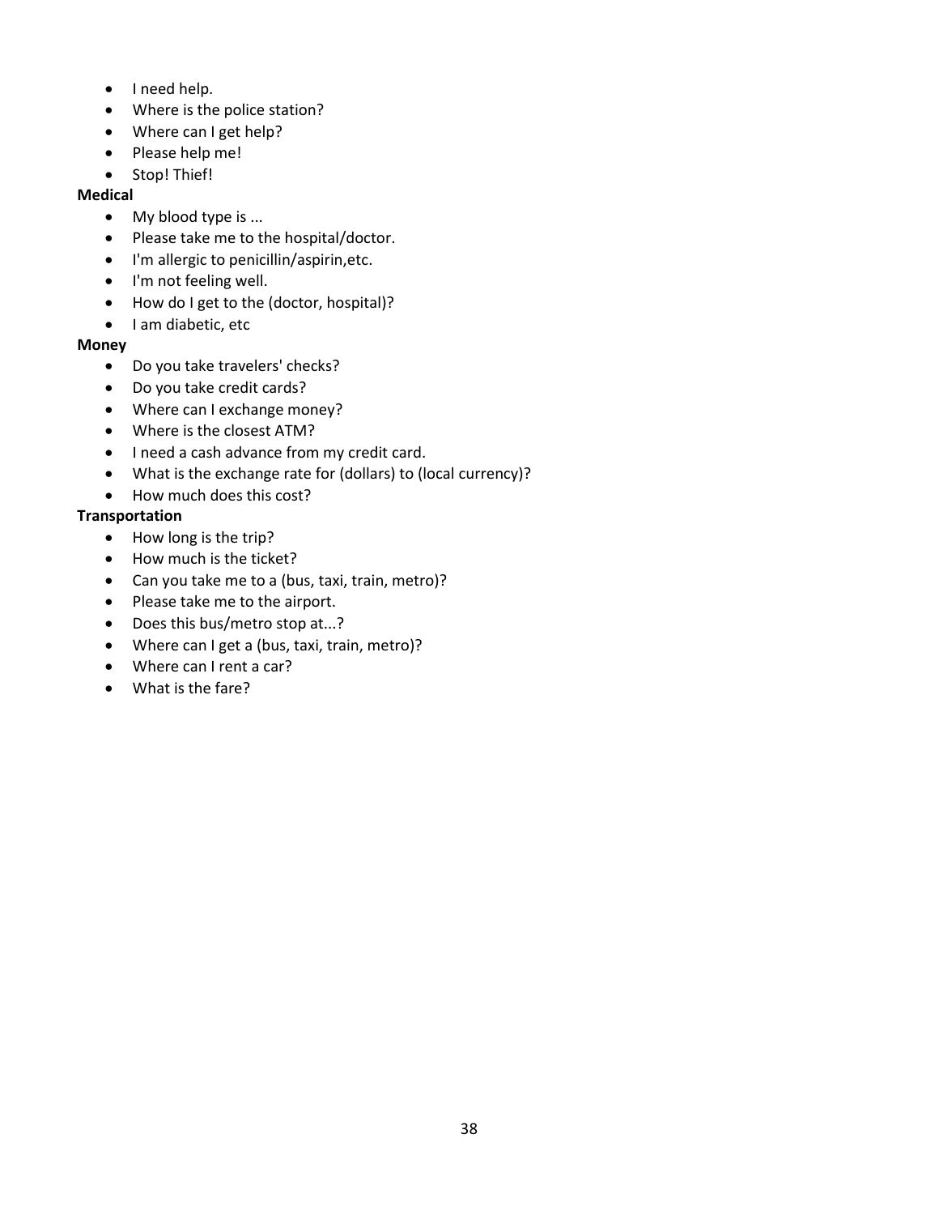- I need help.
- Where is the police station?
- Where can I get help?
- Please help me!
- Stop! Thief!

**Medical**

- My blood type is ...
- Please take me to the hospital/doctor.
- I'm allergic to penicillin/aspirin,etc.
- I'm not feeling well.
- How do I get to the (doctor, hospital)?
- I am diabetic, etc

**Money**

- Do you take travelers' checks?
- Do you take credit cards?
- Where can I exchange money?
- Where is the closest ATM?
- I need a cash advance from my credit card.
- What is the exchange rate for (dollars) to (local currency)?
- How much does this cost?

**Transportation**

- How long is the trip?
- How much is the ticket?
- Can you take me to a (bus, taxi, train, metro)?
- Please take me to the airport.
- Does this bus/metro stop at...?
- Where can I get a (bus, taxi, train, metro)?
- Where can I rent a car?
- What is the fare?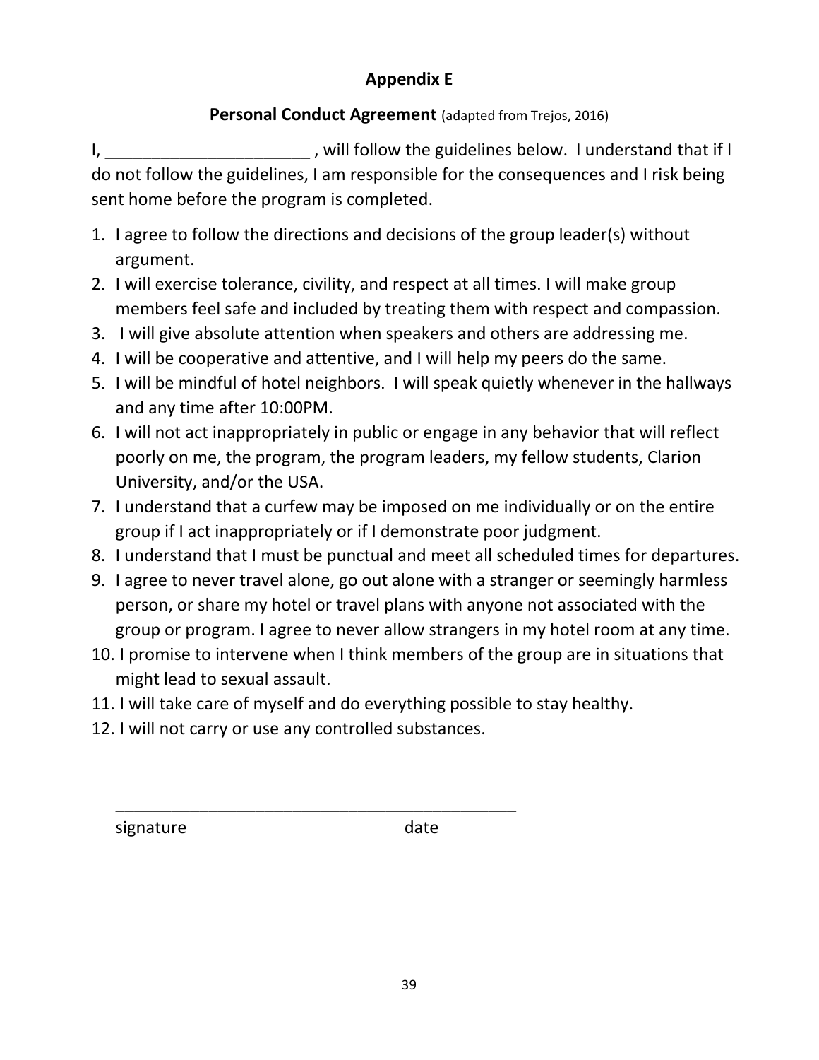## Appendix E

### Personal Conduct Agreement (adapted from Trejos, 2016)

I, ______________________ , will follow the guidelines below. I understand that if I do not follow the guidelines, I am responsible for the consequences and I risk being sent home before the program is completed.

1. I agree to follow the directions and decisions of the group leader(s) without argument.
2. I will exercise tolerance, civility, and respect at all times. I will make group members feel safe and included by treating them with respect and compassion.
3. I will give absolute attention when speakers and others are addressing me.
4. I will be cooperative and attentive, and I will help my peers do the same.
5. I will be mindful of hotel neighbors. I will speak quietly whenever in the hallways and any time after 10:00PM.
6. I will not act inappropriately in public or engage in any behavior that will reflect poorly on me, the program, the program leaders, my fellow students, Clarion University, and/or the USA.
7. I understand that a curfew may be imposed on me individually or on the entire group if I act inappropriately or if I demonstrate poor judgment.
8. I understand that I must be punctual and meet all scheduled times for departures.
9. I agree to never travel alone, go out alone with a stranger or seemingly harmless person, or share my hotel or travel plans with anyone not associated with the group or program. I agree to never allow strangers in my hotel room at any time.
10. I promise to intervene when I think members of the group are in situations that might lead to sexual assault.
11. I will take care of myself and do everything possible to stay healthy.
12. I will not carry or use any controlled substances.

_____________________________________________

signature date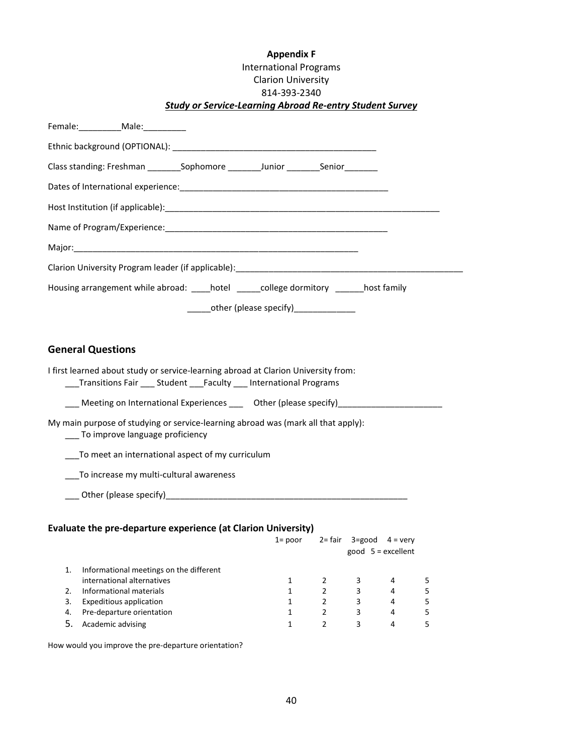**Appendix F**

International Programs

Clarion University

814-393-2340

***Study or Service-Learning Abroad Re-entry Student Survey***

Female:_________Male:_________

Ethnic background (OPTIONAL): ___________________________________________

Class standing: Freshman _______Sophomore _______Junior _______Senior_______

Dates of International experience:_____________________________________________

Host Institution (if applicable):___________________________________________________________

Name of Program/Experience:_________________________________________________

Major:______________________________________________________________

Clarion University Program leader (if applicable):__________________________________________________

Housing arrangement while abroad: ____hotel _____college dormitory ______host family

_____other (please specify)_____________

## General Questions

I first learned about study or service-learning abroad at Clarion University from:

___Transitions Fair ___ Student ___Faculty ___ International Programs

___ Meeting on International Experiences ___ Other (please specify)______________________

My main purpose of studying or service-learning abroad was (mark all that apply):

___ To improve language proficiency

___To meet an international aspect of my curriculum

___To increase my multi-cultural awareness

___ Other (please specify)____________________________________________________

### Evaluate the pre-departure experience (at Clarion University)

| | | 1= poor | 2= fair | 3=good | 4 = very good | 5 = excellent |
|---|---|---|---|---|---|---|
| 1. | Informational meetings on the different international alternatives | 1 | 2 | 3 | 4 | 5 |
| 2. | Informational materials | 1 | 2 | 3 | 4 | 5 |
| 3. | Expeditious application | 1 | 2 | 3 | 4 | 5 |
| 4. | Pre-departure orientation | 1 | 2 | 3 | 4 | 5 |
| 5. | Academic advising | 1 | 2 | 3 | 4 | 5 |

How would you improve the pre-departure orientation?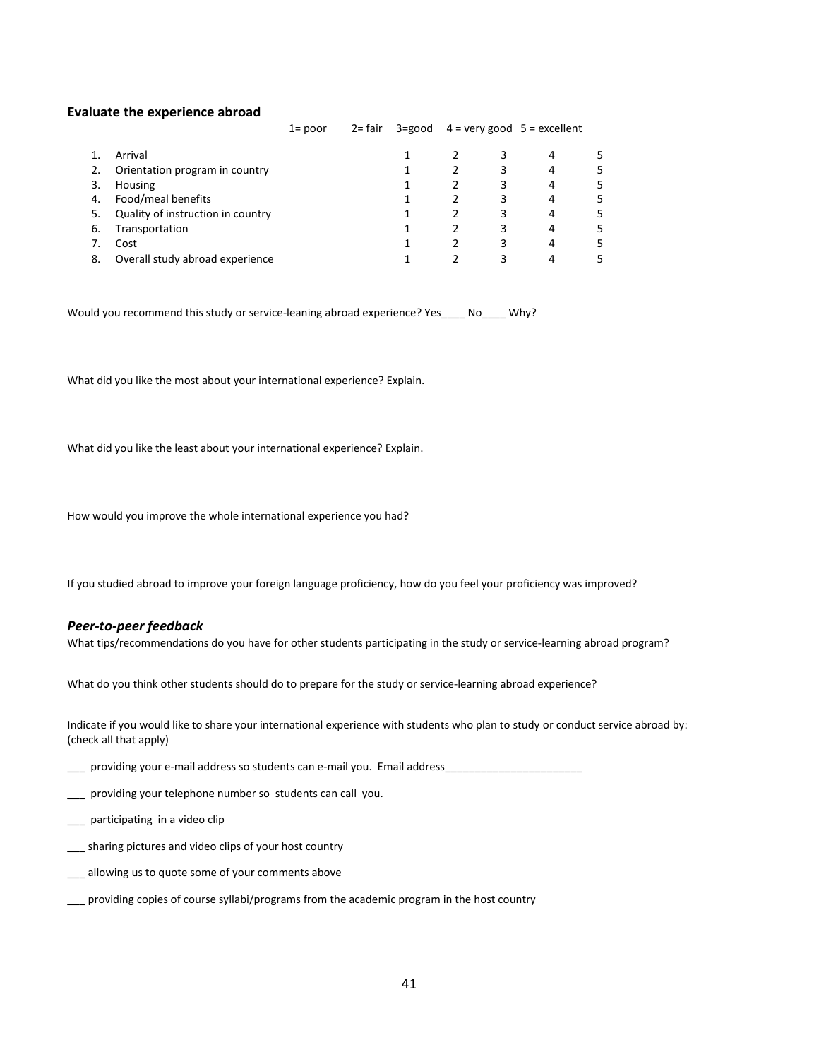### Evaluate the experience abroad

1= poor 2= fair 3=good 4 = very good 5 = excellent

| | | | | | | |
|---|---|---|---|---|---|---|
| 1. | Arrival | 1 | 2 | 3 | 4 | 5 |
| 2. | Orientation program in country | 1 | 2 | 3 | 4 | 5 |
| 3. | Housing | 1 | 2 | 3 | 4 | 5 |
| 4. | Food/meal benefits | 1 | 2 | 3 | 4 | 5 |
| 5. | Quality of instruction in country | 1 | 2 | 3 | 4 | 5 |
| 6. | Transportation | 1 | 2 | 3 | 4 | 5 |
| 7. | Cost | 1 | 2 | 3 | 4 | 5 |
| 8. | Overall study abroad experience | 1 | 2 | 3 | 4 | 5 |

Would you recommend this study or service-leaning abroad experience? Yes____ No____ Why?

What did you like the most about your international experience? Explain.

What did you like the least about your international experience? Explain.

How would you improve the whole international experience you had?

If you studied abroad to improve your foreign language proficiency, how do you feel your proficiency was improved?

### *Peer-to-peer feedback*

What tips/recommendations do you have for other students participating in the study or service-learning abroad program?

What do you think other students should do to prepare for the study or service-learning abroad experience?

Indicate if you would like to share your international experience with students who plan to study or conduct service abroad by: (check all that apply)

___ providing your e-mail address so students can e-mail you. Email address_______________________

___ providing your telephone number so students can call you.

___ participating in a video clip

___ sharing pictures and video clips of your host country

___ allowing us to quote some of your comments above

___ providing copies of course syllabi/programs from the academic program in the host country